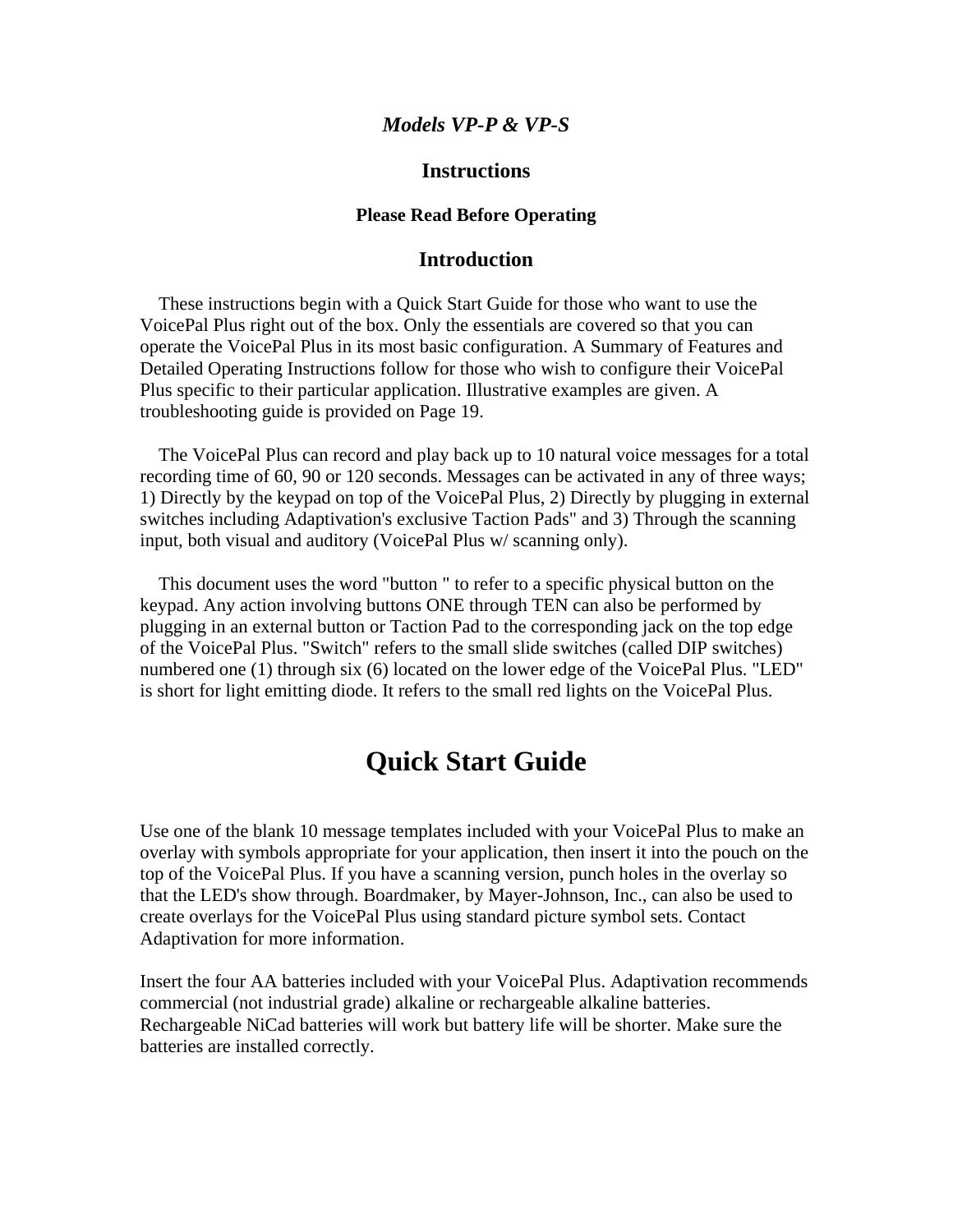*Models VP-P & VP-S*

**Instructions**

**Please Read Before Operating**

## Introduction

These instructions begin with a Quick Start Guide for those who want to use the VoicePal Plus right out of the box. Only the essentials are covered so that you can operate the VoicePal Plus in its most basic configuration. A Summary of Features and Detailed Operating Instructions follow for those who wish to configure their VoicePal Plus specific to their particular application. Illustrative examples are given. A troubleshooting guide is provided on Page 19.

The VoicePal Plus can record and play back up to 10 natural voice messages for a total recording time of 60, 90 or 120 seconds. Messages can be activated in any of three ways; 1) Directly by the keypad on top of the VoicePal Plus, 2) Directly by plugging in external switches including Adaptivation's exclusive Taction Pads" and 3) Through the scanning input, both visual and auditory (VoicePal Plus w/ scanning only).

This document uses the word "button " to refer to a specific physical button on the keypad. Any action involving buttons ONE through TEN can also be performed by plugging in an external button or Taction Pad to the corresponding jack on the top edge of the VoicePal Plus. "Switch" refers to the small slide switches (called DIP switches) numbered one (1) through six (6) located on the lower edge of the VoicePal Plus. "LED" is short for light emitting diode. It refers to the small red lights on the VoicePal Plus.

# Quick Start Guide

Use one of the blank 10 message templates included with your VoicePal Plus to make an overlay with symbols appropriate for your application, then insert it into the pouch on the top of the VoicePal Plus. If you have a scanning version, punch holes in the overlay so that the LED's show through. Boardmaker, by Mayer-Johnson, Inc., can also be used to create overlays for the VoicePal Plus using standard picture symbol sets. Contact Adaptivation for more information.

Insert the four AA batteries included with your VoicePal Plus. Adaptivation recommends commercial (not industrial grade) alkaline or rechargeable alkaline batteries. Rechargeable NiCad batteries will work but battery life will be shorter. Make sure the batteries are installed correctly.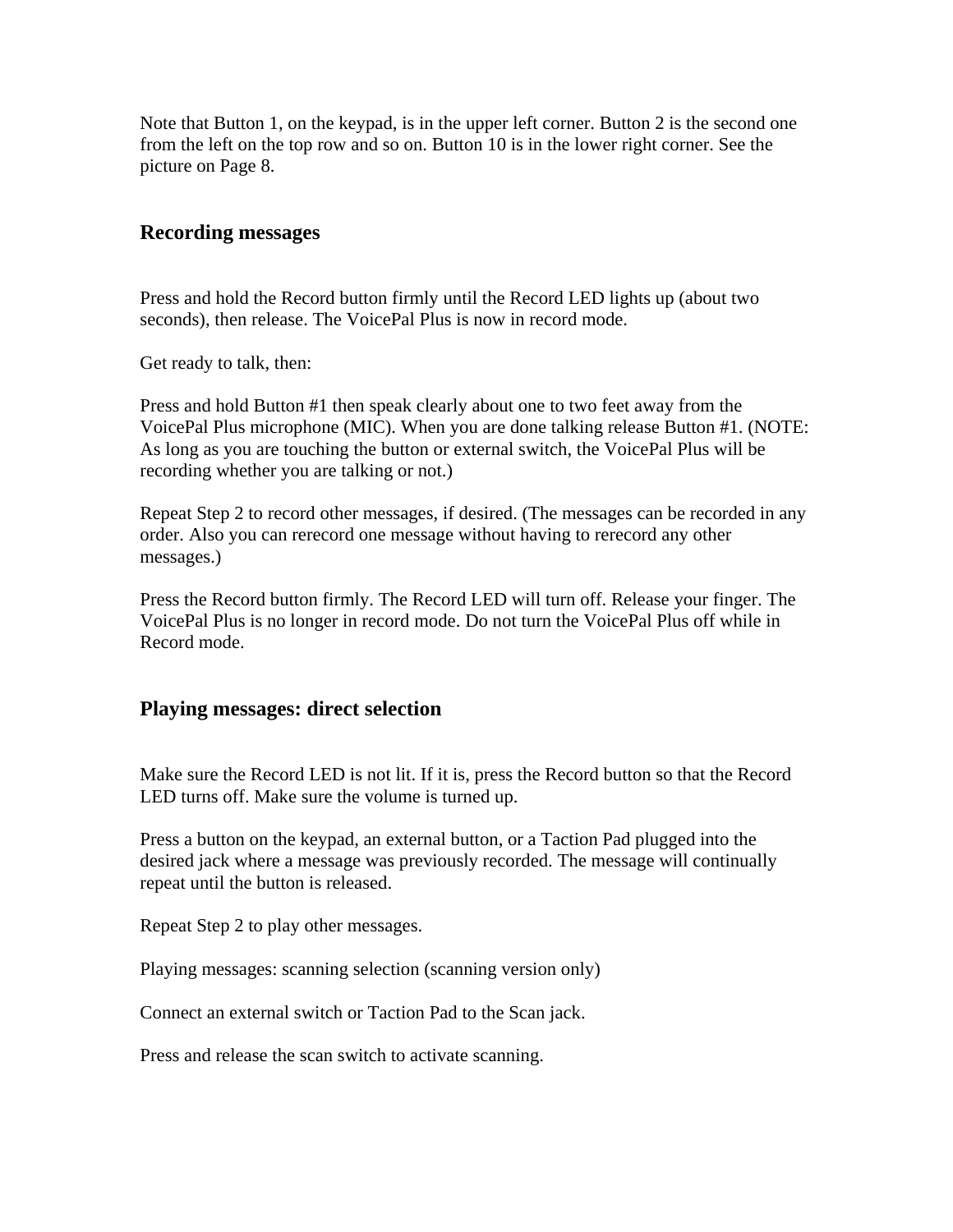Note that Button 1, on the keypad, is in the upper left corner. Button 2 is the second one from the left on the top row and so on. Button 10 is in the lower right corner. See the picture on Page 8.

## Recording messages

Press and hold the Record button firmly until the Record LED lights up (about two seconds), then release. The VoicePal Plus is now in record mode.

Get ready to talk, then:

Press and hold Button #1 then speak clearly about one to two feet away from the VoicePal Plus microphone (MIC). When you are done talking release Button #1. (NOTE: As long as you are touching the button or external switch, the VoicePal Plus will be recording whether you are talking or not.)

Repeat Step 2 to record other messages, if desired. (The messages can be recorded in any order. Also you can rerecord one message without having to rerecord any other messages.)

Press the Record button firmly. The Record LED will turn off. Release your finger. The VoicePal Plus is no longer in record mode. Do not turn the VoicePal Plus off while in Record mode.

## Playing messages: direct selection

Make sure the Record LED is not lit. If it is, press the Record button so that the Record LED turns off. Make sure the volume is turned up.

Press a button on the keypad, an external button, or a Taction Pad plugged into the desired jack where a message was previously recorded. The message will continually repeat until the button is released.

Repeat Step 2 to play other messages.

Playing messages: scanning selection (scanning version only)

Connect an external switch or Taction Pad to the Scan jack.

Press and release the scan switch to activate scanning.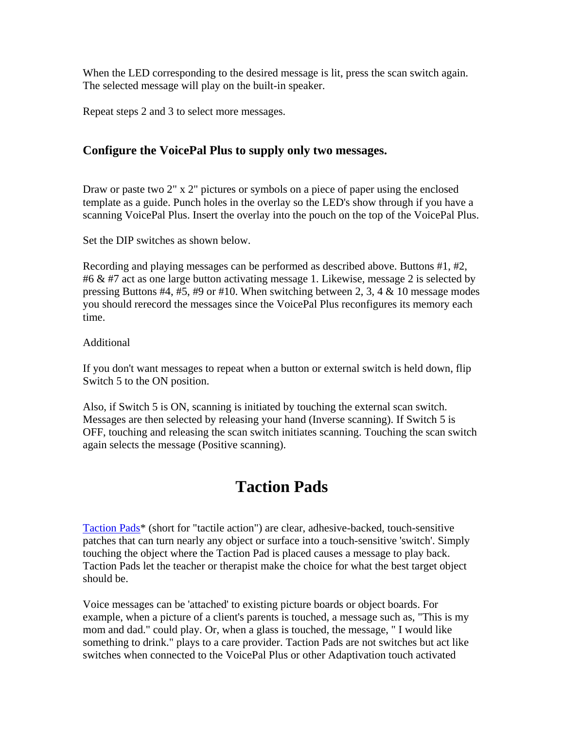When the LED corresponding to the desired message is lit, press the scan switch again. The selected message will play on the built-in speaker.

Repeat steps 2 and 3 to select more messages.

### Configure the VoicePal Plus to supply only two messages.

Draw or paste two 2" x 2" pictures or symbols on a piece of paper using the enclosed template as a guide. Punch holes in the overlay so the LED's show through if you have a scanning VoicePal Plus. Insert the overlay into the pouch on the top of the VoicePal Plus.

Set the DIP switches as shown below.

Recording and playing messages can be performed as described above. Buttons #1, #2, #6 & #7 act as one large button activating message 1. Likewise, message 2 is selected by pressing Buttons #4, #5, #9 or #10. When switching between 2, 3, 4 & 10 message modes you should rerecord the messages since the VoicePal Plus reconfigures its memory each time.

Additional

If you don't want messages to repeat when a button or external switch is held down, flip Switch 5 to the ON position.

Also, if Switch 5 is ON, scanning is initiated by touching the external scan switch. Messages are then selected by releasing your hand (Inverse scanning). If Switch 5 is OFF, touching and releasing the scan switch initiates scanning. Touching the scan switch again selects the message (Positive scanning).

# Taction Pads

Taction Pads* (short for "tactile action") are clear, adhesive-backed, touch-sensitive patches that can turn nearly any object or surface into a touch-sensitive 'switch'. Simply touching the object where the Taction Pad is placed causes a message to play back. Taction Pads let the teacher or therapist make the choice for what the best target object should be.

Voice messages can be 'attached' to existing picture boards or object boards. For example, when a picture of a client's parents is touched, a message such as, "This is my mom and dad." could play. Or, when a glass is touched, the message, " I would like something to drink." plays to a care provider. Taction Pads are not switches but act like switches when connected to the VoicePal Plus or other Adaptivation touch activated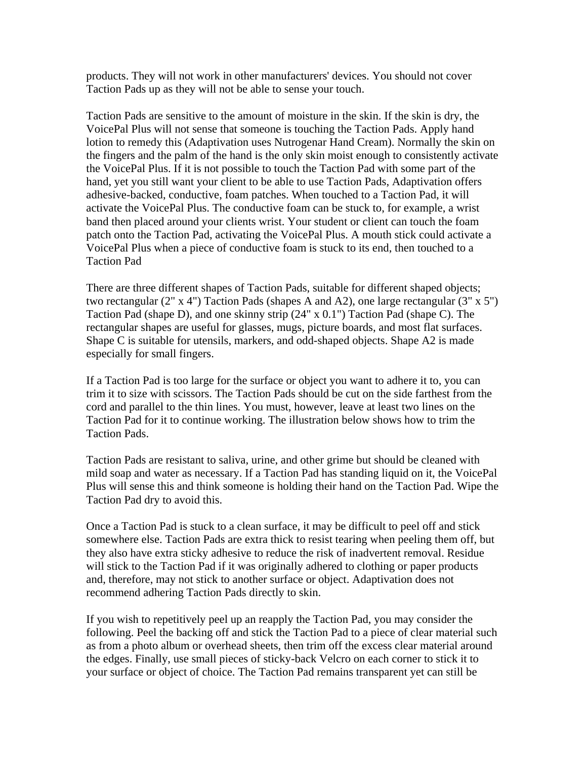products. They will not work in other manufacturers' devices. You should not cover Taction Pads up as they will not be able to sense your touch.

Taction Pads are sensitive to the amount of moisture in the skin. If the skin is dry, the VoicePal Plus will not sense that someone is touching the Taction Pads. Apply hand lotion to remedy this (Adaptivation uses Nutrogenar Hand Cream). Normally the skin on the fingers and the palm of the hand is the only skin moist enough to consistently activate the VoicePal Plus. If it is not possible to touch the Taction Pad with some part of the hand, yet you still want your client to be able to use Taction Pads, Adaptivation offers adhesive-backed, conductive, foam patches. When touched to a Taction Pad, it will activate the VoicePal Plus. The conductive foam can be stuck to, for example, a wrist band then placed around your clients wrist. Your student or client can touch the foam patch onto the Taction Pad, activating the VoicePal Plus. A mouth stick could activate a VoicePal Plus when a piece of conductive foam is stuck to its end, then touched to a Taction Pad

There are three different shapes of Taction Pads, suitable for different shaped objects; two rectangular (2" x 4") Taction Pads (shapes A and A2), one large rectangular (3" x 5") Taction Pad (shape D), and one skinny strip (24" x 0.1") Taction Pad (shape C). The rectangular shapes are useful for glasses, mugs, picture boards, and most flat surfaces. Shape C is suitable for utensils, markers, and odd-shaped objects. Shape A2 is made especially for small fingers.

If a Taction Pad is too large for the surface or object you want to adhere it to, you can trim it to size with scissors. The Taction Pads should be cut on the side farthest from the cord and parallel to the thin lines. You must, however, leave at least two lines on the Taction Pad for it to continue working. The illustration below shows how to trim the Taction Pads.

Taction Pads are resistant to saliva, urine, and other grime but should be cleaned with mild soap and water as necessary. If a Taction Pad has standing liquid on it, the VoicePal Plus will sense this and think someone is holding their hand on the Taction Pad. Wipe the Taction Pad dry to avoid this.

Once a Taction Pad is stuck to a clean surface, it may be difficult to peel off and stick somewhere else. Taction Pads are extra thick to resist tearing when peeling them off, but they also have extra sticky adhesive to reduce the risk of inadvertent removal. Residue will stick to the Taction Pad if it was originally adhered to clothing or paper products and, therefore, may not stick to another surface or object. Adaptivation does not recommend adhering Taction Pads directly to skin.

If you wish to repetitively peel up an reapply the Taction Pad, you may consider the following. Peel the backing off and stick the Taction Pad to a piece of clear material such as from a photo album or overhead sheets, then trim off the excess clear material around the edges. Finally, use small pieces of sticky-back Velcro on each corner to stick it to your surface or object of choice. The Taction Pad remains transparent yet can still be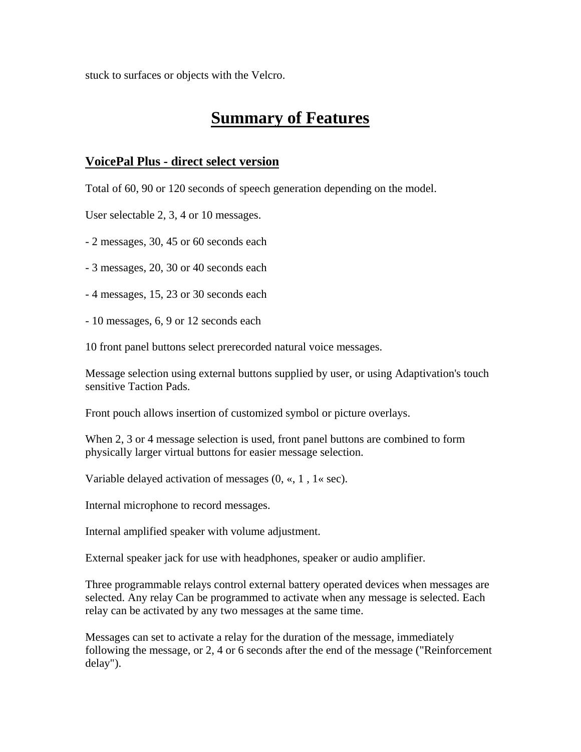stuck to surfaces or objects with the Velcro.

# Summary of Features

## VoicePal Plus - direct select version

Total of 60, 90 or 120 seconds of speech generation depending on the model.

User selectable 2, 3, 4 or 10 messages.

- 2 messages, 30, 45 or 60 seconds each

- 3 messages, 20, 30 or 40 seconds each

- 4 messages, 15, 23 or 30 seconds each

- 10 messages, 6, 9 or 12 seconds each

10 front panel buttons select prerecorded natural voice messages.

Message selection using external buttons supplied by user, or using Adaptivation's touch sensitive Taction Pads.

Front pouch allows insertion of customized symbol or picture overlays.

When 2, 3 or 4 message selection is used, front panel buttons are combined to form physically larger virtual buttons for easier message selection.

Variable delayed activation of messages (0, «, 1 , 1« sec).

Internal microphone to record messages.

Internal amplified speaker with volume adjustment.

External speaker jack for use with headphones, speaker or audio amplifier.

Three programmable relays control external battery operated devices when messages are selected. Any relay Can be programmed to activate when any message is selected. Each relay can be activated by any two messages at the same time.

Messages can set to activate a relay for the duration of the message, immediately following the message, or 2, 4 or 6 seconds after the end of the message ("Reinforcement delay").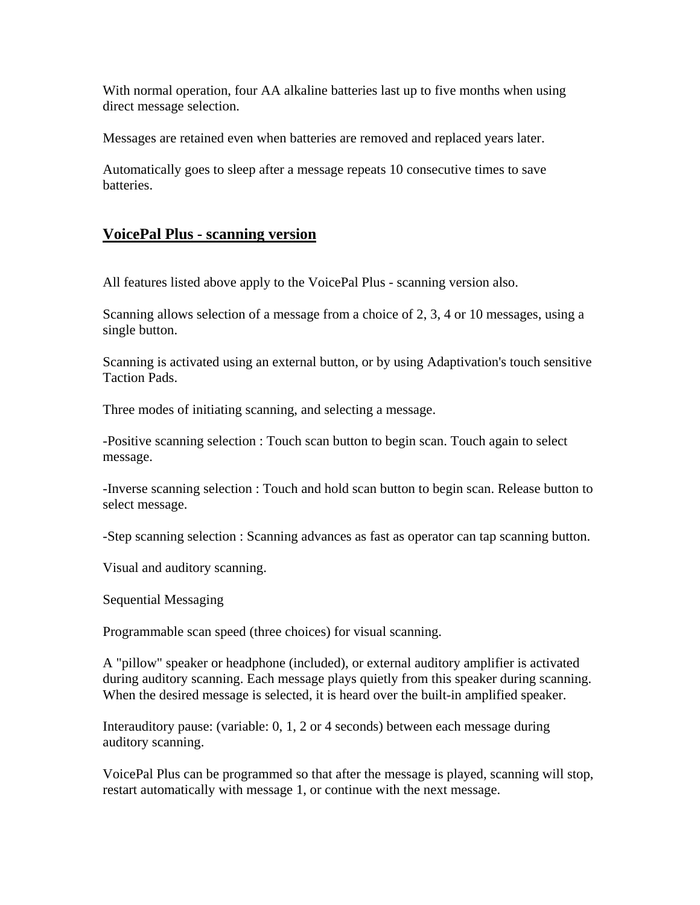With normal operation, four AA alkaline batteries last up to five months when using direct message selection.

Messages are retained even when batteries are removed and replaced years later.

Automatically goes to sleep after a message repeats 10 consecutive times to save batteries.

## VoicePal Plus - scanning version

All features listed above apply to the VoicePal Plus - scanning version also.

Scanning allows selection of a message from a choice of 2, 3, 4 or 10 messages, using a single button.

Scanning is activated using an external button, or by using Adaptivation's touch sensitive Taction Pads.

Three modes of initiating scanning, and selecting a message.

-Positive scanning selection : Touch scan button to begin scan. Touch again to select message.

-Inverse scanning selection : Touch and hold scan button to begin scan. Release button to select message.

-Step scanning selection : Scanning advances as fast as operator can tap scanning button.

Visual and auditory scanning.

Sequential Messaging

Programmable scan speed (three choices) for visual scanning.

A "pillow" speaker or headphone (included), or external auditory amplifier is activated during auditory scanning. Each message plays quietly from this speaker during scanning. When the desired message is selected, it is heard over the built-in amplified speaker.

Interauditory pause: (variable: 0, 1, 2 or 4 seconds) between each message during auditory scanning.

VoicePal Plus can be programmed so that after the message is played, scanning will stop, restart automatically with message 1, or continue with the next message.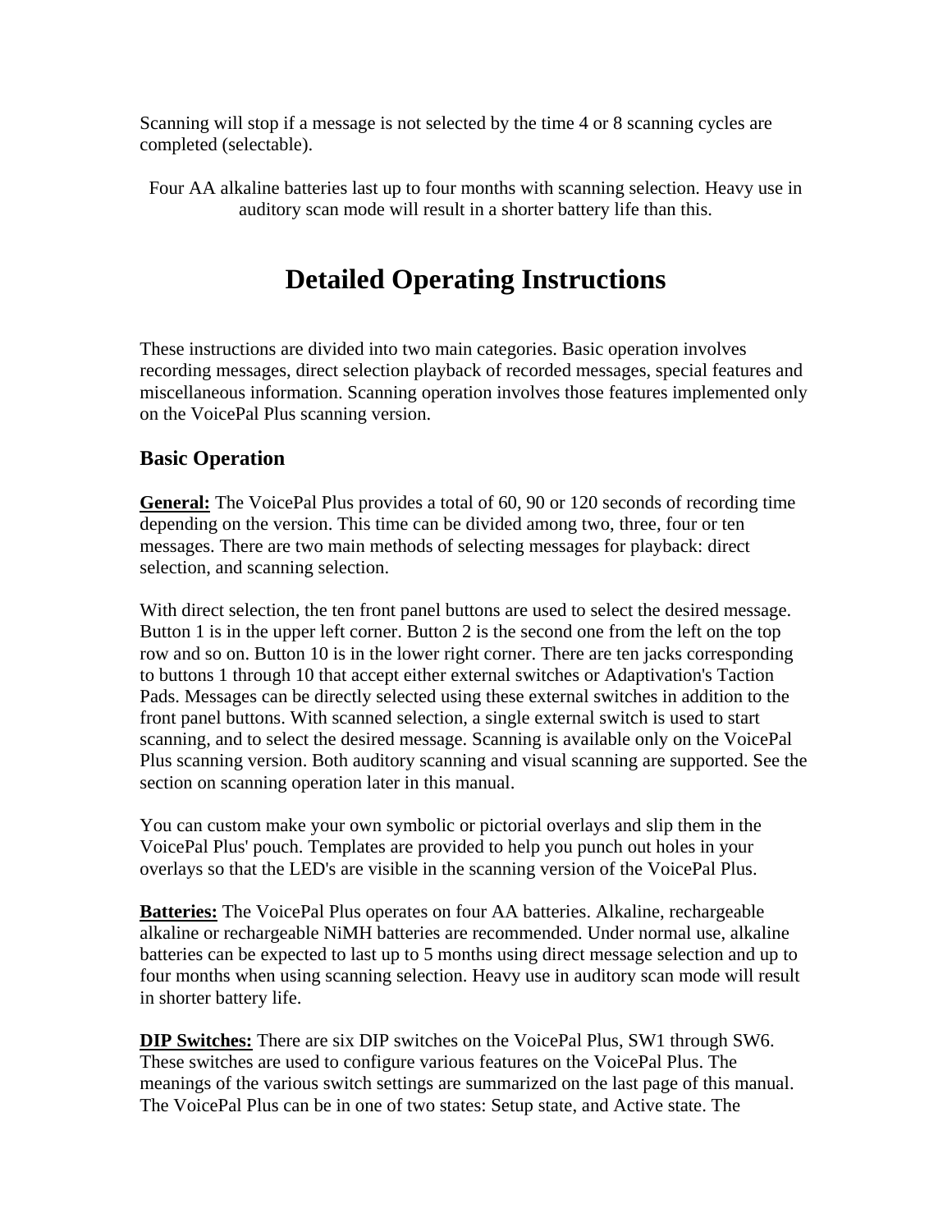Scanning will stop if a message is not selected by the time 4 or 8 scanning cycles are completed (selectable).

Four AA alkaline batteries last up to four months with scanning selection. Heavy use in auditory scan mode will result in a shorter battery life than this.

# Detailed Operating Instructions

These instructions are divided into two main categories. Basic operation involves recording messages, direct selection playback of recorded messages, special features and miscellaneous information. Scanning operation involves those features implemented only on the VoicePal Plus scanning version.

## Basic Operation

**General:** The VoicePal Plus provides a total of 60, 90 or 120 seconds of recording time depending on the version. This time can be divided among two, three, four or ten messages. There are two main methods of selecting messages for playback: direct selection, and scanning selection.

With direct selection, the ten front panel buttons are used to select the desired message. Button 1 is in the upper left corner. Button 2 is the second one from the left on the top row and so on. Button 10 is in the lower right corner. There are ten jacks corresponding to buttons 1 through 10 that accept either external switches or Adaptivation's Taction Pads. Messages can be directly selected using these external switches in addition to the front panel buttons. With scanned selection, a single external switch is used to start scanning, and to select the desired message. Scanning is available only on the VoicePal Plus scanning version. Both auditory scanning and visual scanning are supported. See the section on scanning operation later in this manual.

You can custom make your own symbolic or pictorial overlays and slip them in the VoicePal Plus' pouch. Templates are provided to help you punch out holes in your overlays so that the LED's are visible in the scanning version of the VoicePal Plus.

**Batteries:** The VoicePal Plus operates on four AA batteries. Alkaline, rechargeable alkaline or rechargeable NiMH batteries are recommended. Under normal use, alkaline batteries can be expected to last up to 5 months using direct message selection and up to four months when using scanning selection. Heavy use in auditory scan mode will result in shorter battery life.

**DIP Switches:** There are six DIP switches on the VoicePal Plus, SW1 through SW6. These switches are used to configure various features on the VoicePal Plus. The meanings of the various switch settings are summarized on the last page of this manual. The VoicePal Plus can be in one of two states: Setup state, and Active state. The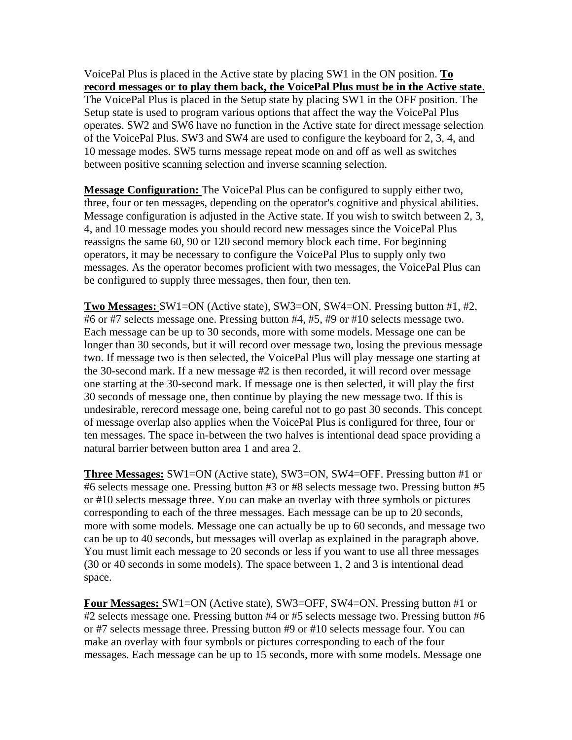VoicePal Plus is placed in the Active state by placing SW1 in the ON position. **To record messages or to play them back, the VoicePal Plus must be in the Active state**. The VoicePal Plus is placed in the Setup state by placing SW1 in the OFF position. The Setup state is used to program various options that affect the way the VoicePal Plus operates. SW2 and SW6 have no function in the Active state for direct message selection of the VoicePal Plus. SW3 and SW4 are used to configure the keyboard for 2, 3, 4, and 10 message modes. SW5 turns message repeat mode on and off as well as switches between positive scanning selection and inverse scanning selection.

**Message Configuration:** The VoicePal Plus can be configured to supply either two, three, four or ten messages, depending on the operator's cognitive and physical abilities. Message configuration is adjusted in the Active state. If you wish to switch between 2, 3, 4, and 10 message modes you should record new messages since the VoicePal Plus reassigns the same 60, 90 or 120 second memory block each time. For beginning operators, it may be necessary to configure the VoicePal Plus to supply only two messages. As the operator becomes proficient with two messages, the VoicePal Plus can be configured to supply three messages, then four, then ten.

**Two Messages:** SW1=ON (Active state), SW3=ON, SW4=ON. Pressing button #1, #2, #6 or #7 selects message one. Pressing button #4, #5, #9 or #10 selects message two. Each message can be up to 30 seconds, more with some models. Message one can be longer than 30 seconds, but it will record over message two, losing the previous message two. If message two is then selected, the VoicePal Plus will play message one starting at the 30-second mark. If a new message #2 is then recorded, it will record over message one starting at the 30-second mark. If message one is then selected, it will play the first 30 seconds of message one, then continue by playing the new message two. If this is undesirable, rerecord message one, being careful not to go past 30 seconds. This concept of message overlap also applies when the VoicePal Plus is configured for three, four or ten messages. The space in-between the two halves is intentional dead space providing a natural barrier between button area 1 and area 2.

**Three Messages:** SW1=ON (Active state), SW3=ON, SW4=OFF. Pressing button #1 or #6 selects message one. Pressing button #3 or #8 selects message two. Pressing button #5 or #10 selects message three. You can make an overlay with three symbols or pictures corresponding to each of the three messages. Each message can be up to 20 seconds, more with some models. Message one can actually be up to 60 seconds, and message two can be up to 40 seconds, but messages will overlap as explained in the paragraph above. You must limit each message to 20 seconds or less if you want to use all three messages (30 or 40 seconds in some models). The space between 1, 2 and 3 is intentional dead space.

**Four Messages:** SW1=ON (Active state), SW3=OFF, SW4=ON. Pressing button #1 or #2 selects message one. Pressing button #4 or #5 selects message two. Pressing button #6 or #7 selects message three. Pressing button #9 or #10 selects message four. You can make an overlay with four symbols or pictures corresponding to each of the four messages. Each message can be up to 15 seconds, more with some models. Message one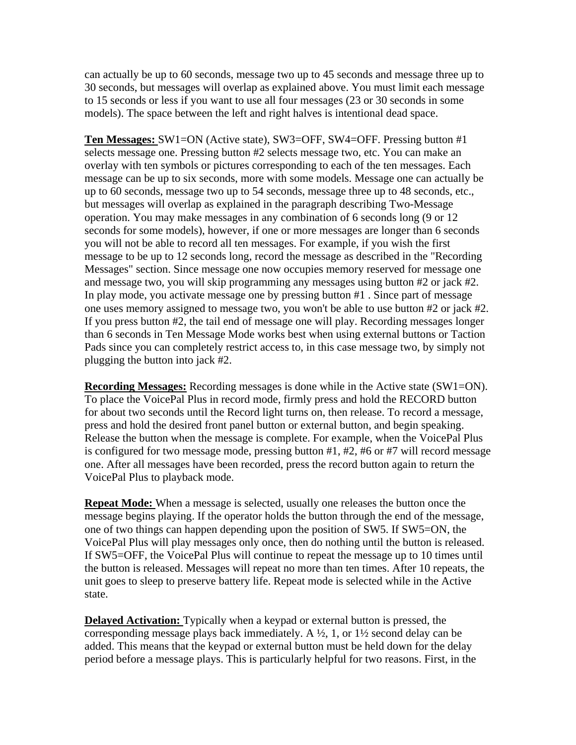can actually be up to 60 seconds, message two up to 45 seconds and message three up to 30 seconds, but messages will overlap as explained above. You must limit each message to 15 seconds or less if you want to use all four messages (23 or 30 seconds in some models). The space between the left and right halves is intentional dead space.

**Ten Messages:** SW1=ON (Active state), SW3=OFF, SW4=OFF. Pressing button #1 selects message one. Pressing button #2 selects message two, etc. You can make an overlay with ten symbols or pictures corresponding to each of the ten messages. Each message can be up to six seconds, more with some models. Message one can actually be up to 60 seconds, message two up to 54 seconds, message three up to 48 seconds, etc., but messages will overlap as explained in the paragraph describing Two-Message operation. You may make messages in any combination of 6 seconds long (9 or 12 seconds for some models), however, if one or more messages are longer than 6 seconds you will not be able to record all ten messages. For example, if you wish the first message to be up to 12 seconds long, record the message as described in the "Recording Messages" section. Since message one now occupies memory reserved for message one and message two, you will skip programming any messages using button #2 or jack #2. In play mode, you activate message one by pressing button #1 . Since part of message one uses memory assigned to message two, you won't be able to use button #2 or jack #2. If you press button #2, the tail end of message one will play. Recording messages longer than 6 seconds in Ten Message Mode works best when using external buttons or Taction Pads since you can completely restrict access to, in this case message two, by simply not plugging the button into jack #2.

**Recording Messages:** Recording messages is done while in the Active state (SW1=ON). To place the VoicePal Plus in record mode, firmly press and hold the RECORD button for about two seconds until the Record light turns on, then release. To record a message, press and hold the desired front panel button or external button, and begin speaking. Release the button when the message is complete. For example, when the VoicePal Plus is configured for two message mode, pressing button #1, #2, #6 or #7 will record message one. After all messages have been recorded, press the record button again to return the VoicePal Plus to playback mode.

**Repeat Mode:** When a message is selected, usually one releases the button once the message begins playing. If the operator holds the button through the end of the message, one of two things can happen depending upon the position of SW5. If SW5=ON, the VoicePal Plus will play messages only once, then do nothing until the button is released. If SW5=OFF, the VoicePal Plus will continue to repeat the message up to 10 times until the button is released. Messages will repeat no more than ten times. After 10 repeats, the unit goes to sleep to preserve battery life. Repeat mode is selected while in the Active state.

**Delayed Activation:** Typically when a keypad or external button is pressed, the corresponding message plays back immediately. A ½, 1, or 1½ second delay can be added. This means that the keypad or external button must be held down for the delay period before a message plays. This is particularly helpful for two reasons. First, in the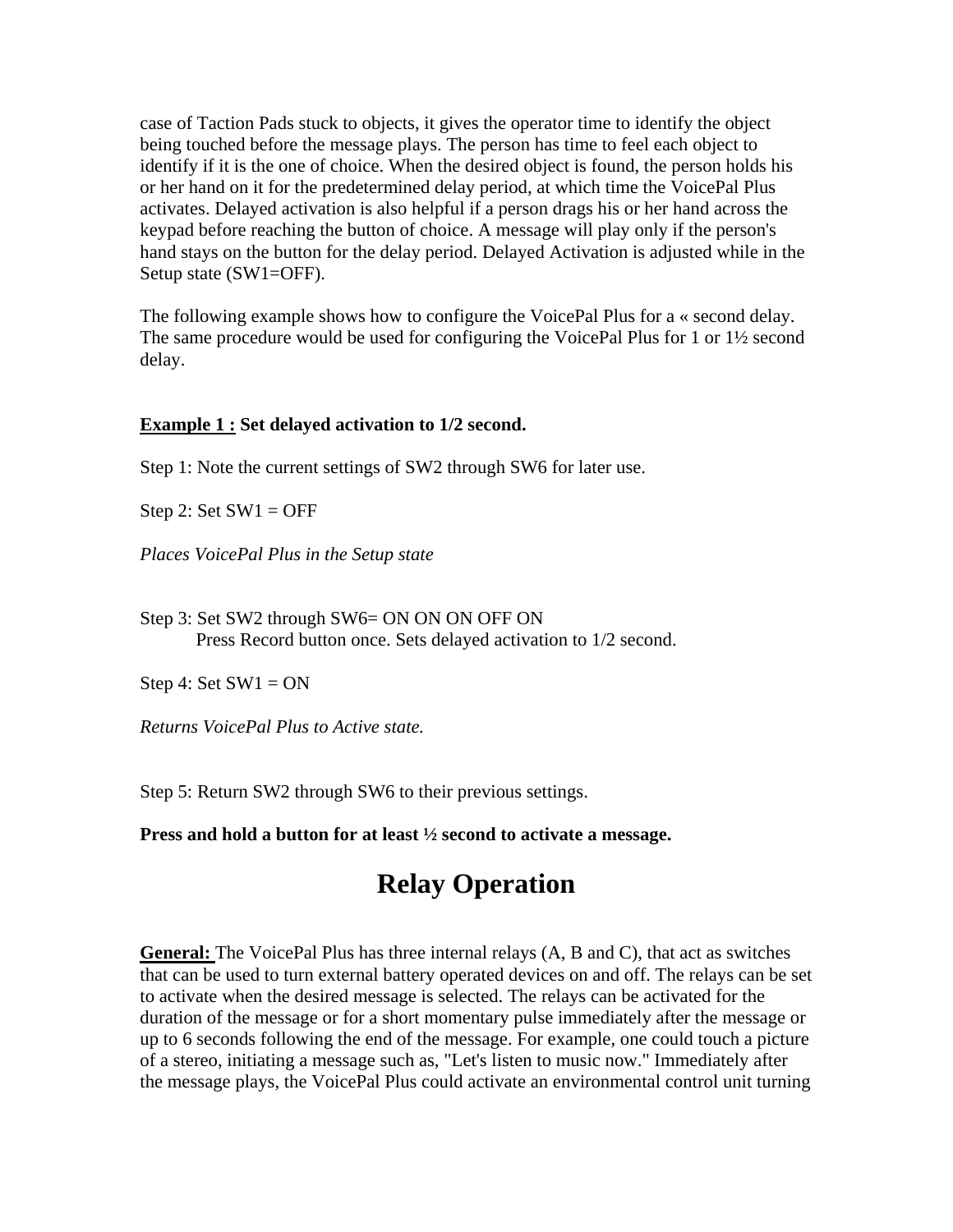case of Taction Pads stuck to objects, it gives the operator time to identify the object being touched before the message plays. The person has time to feel each object to identify if it is the one of choice. When the desired object is found, the person holds his or her hand on it for the predetermined delay period, at which time the VoicePal Plus activates. Delayed activation is also helpful if a person drags his or her hand across the keypad before reaching the button of choice. A message will play only if the person's hand stays on the button for the delay period. Delayed Activation is adjusted while in the Setup state (SW1=OFF).

The following example shows how to configure the VoicePal Plus for a « second delay. The same procedure would be used for configuring the VoicePal Plus for 1 or 1½ second delay.

**Example 1 : Set delayed activation to 1/2 second.**

Step 1: Note the current settings of SW2 through SW6 for later use.

Step 2: Set SW1 = OFF

*Places VoicePal Plus in the Setup state*

Step 3: Set SW2 through SW6= ON ON ON OFF ON
Press Record button once. Sets delayed activation to 1/2 second.

Step 4: Set SW1 = ON

*Returns VoicePal Plus to Active state.*

Step 5: Return SW2 through SW6 to their previous settings.

**Press and hold a button for at least ½ second to activate a message.**

# Relay Operation

**General:** The VoicePal Plus has three internal relays (A, B and C), that act as switches that can be used to turn external battery operated devices on and off. The relays can be set to activate when the desired message is selected. The relays can be activated for the duration of the message or for a short momentary pulse immediately after the message or up to 6 seconds following the end of the message. For example, one could touch a picture of a stereo, initiating a message such as, "Let's listen to music now." Immediately after the message plays, the VoicePal Plus could activate an environmental control unit turning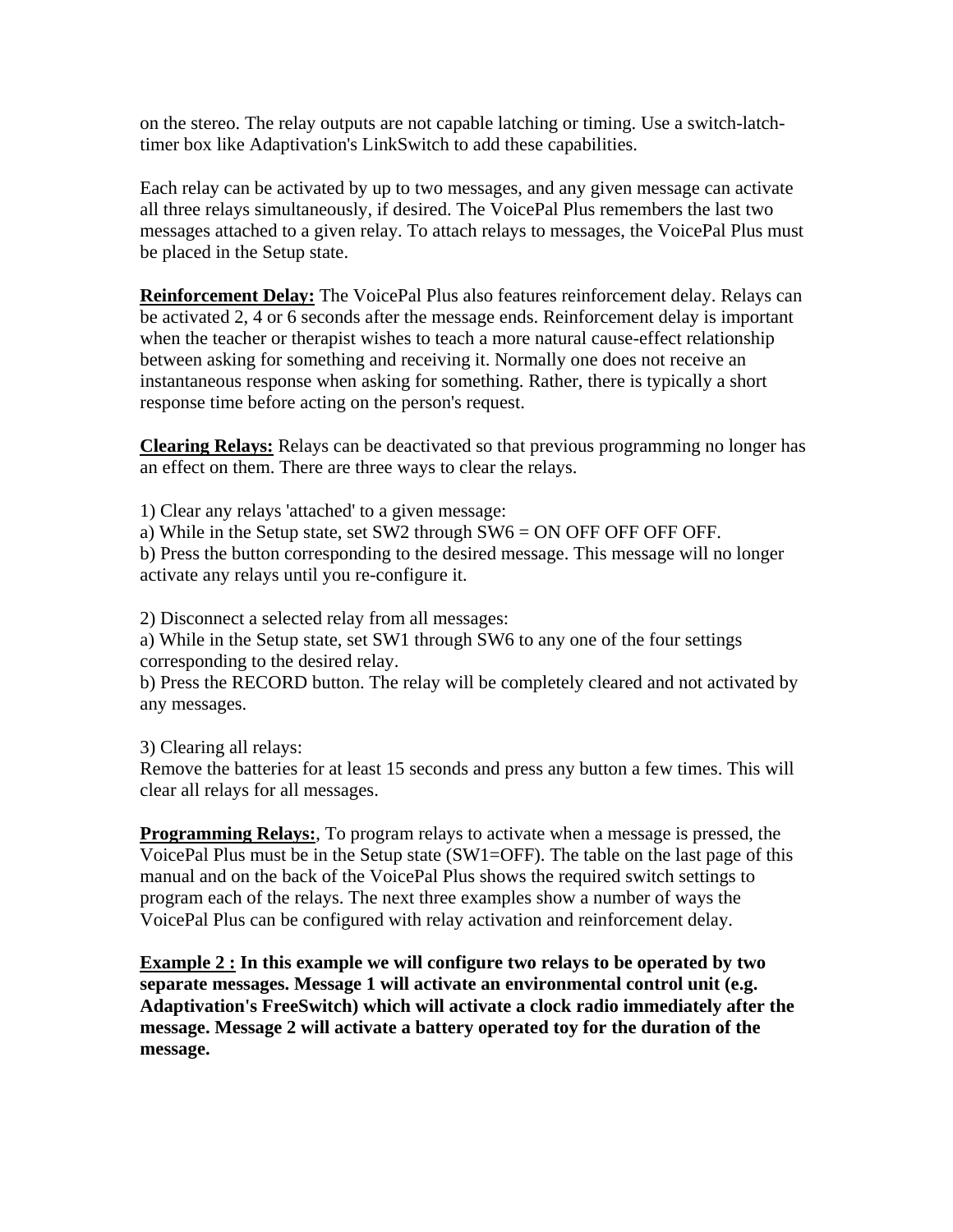on the stereo. The relay outputs are not capable latching or timing. Use a switch-latch-timer box like Adaptivation's LinkSwitch to add these capabilities.

Each relay can be activated by up to two messages, and any given message can activate all three relays simultaneously, if desired. The VoicePal Plus remembers the last two messages attached to a given relay. To attach relays to messages, the VoicePal Plus must be placed in the Setup state.

**Reinforcement Delay:** The VoicePal Plus also features reinforcement delay. Relays can be activated 2, 4 or 6 seconds after the message ends. Reinforcement delay is important when the teacher or therapist wishes to teach a more natural cause-effect relationship between asking for something and receiving it. Normally one does not receive an instantaneous response when asking for something. Rather, there is typically a short response time before acting on the person's request.

**Clearing Relays:** Relays can be deactivated so that previous programming no longer has an effect on them. There are three ways to clear the relays.

1) Clear any relays 'attached' to a given message:
a) While in the Setup state, set SW2 through SW6 = ON OFF OFF OFF OFF.
b) Press the button corresponding to the desired message. This message will no longer activate any relays until you re-configure it.

2) Disconnect a selected relay from all messages:
a) While in the Setup state, set SW1 through SW6 to any one of the four settings corresponding to the desired relay.
b) Press the RECORD button. The relay will be completely cleared and not activated by any messages.

3) Clearing all relays:
Remove the batteries for at least 15 seconds and press any button a few times. This will clear all relays for all messages.

**Programming Relays:**, To program relays to activate when a message is pressed, the VoicePal Plus must be in the Setup state (SW1=OFF). The table on the last page of this manual and on the back of the VoicePal Plus shows the required switch settings to program each of the relays. The next three examples show a number of ways the VoicePal Plus can be configured with relay activation and reinforcement delay.

**Example 2 : In this example we will configure two relays to be operated by two separate messages. Message 1 will activate an environmental control unit (e.g. Adaptivation's FreeSwitch) which will activate a clock radio immediately after the message. Message 2 will activate a battery operated toy for the duration of the message.**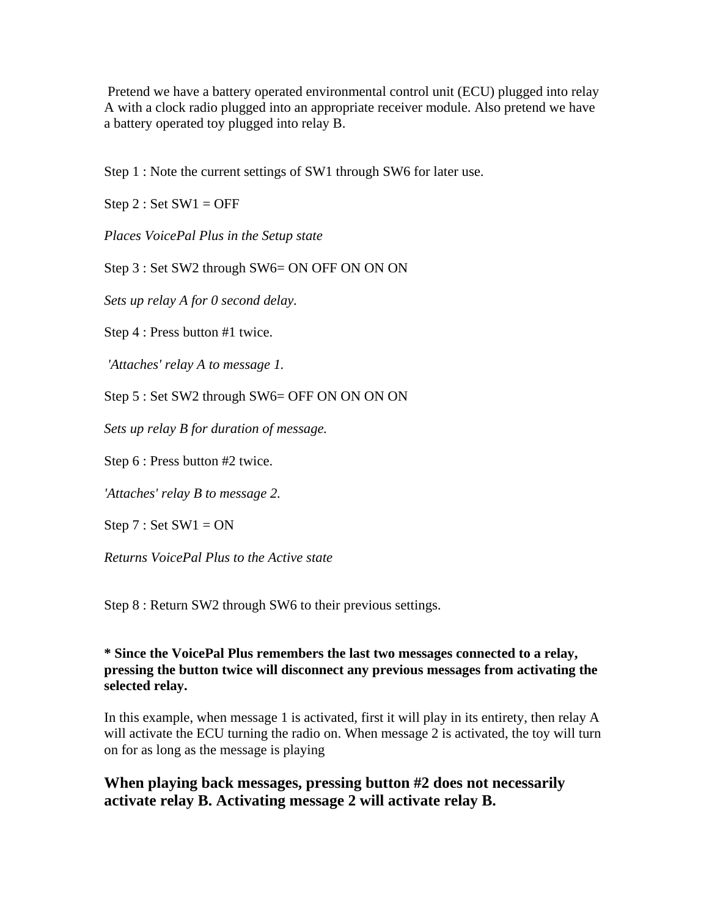Pretend we have a battery operated environmental control unit (ECU) plugged into relay A with a clock radio plugged into an appropriate receiver module. Also pretend we have a battery operated toy plugged into relay B.

Step 1 : Note the current settings of SW1 through SW6 for later use.

Step 2 : Set SW1 = OFF

*Places VoicePal Plus in the Setup state*

Step 3 : Set SW2 through SW6= ON OFF ON ON ON

*Sets up relay A for 0 second delay.*

Step 4 : Press button #1 twice.

*'Attaches' relay A to message 1.*

Step 5 : Set SW2 through SW6= OFF ON ON ON ON

*Sets up relay B for duration of message.*

Step 6 : Press button #2 twice.

*'Attaches' relay B to message 2.*

Step 7 : Set SW1 = ON

*Returns VoicePal Plus to the Active state*

Step 8 : Return SW2 through SW6 to their previous settings.

**\* Since the VoicePal Plus remembers the last two messages connected to a relay, pressing the button twice will disconnect any previous messages from activating the selected relay.**

In this example, when message 1 is activated, first it will play in its entirety, then relay A will activate the ECU turning the radio on. When message 2 is activated, the toy will turn on for as long as the message is playing

### When playing back messages, pressing button #2 does not necessarily activate relay B. Activating message 2 will activate relay B.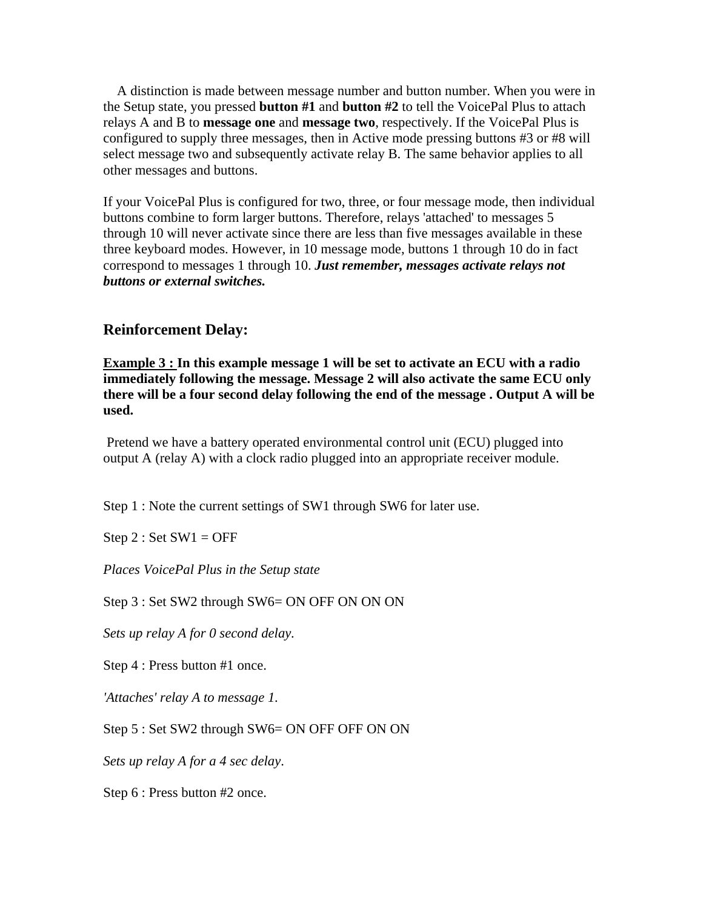A distinction is made between message number and button number. When you were in the Setup state, you pressed **button #1** and **button #2** to tell the VoicePal Plus to attach relays A and B to **message one** and **message two**, respectively. If the VoicePal Plus is configured to supply three messages, then in Active mode pressing buttons #3 or #8 will select message two and subsequently activate relay B. The same behavior applies to all other messages and buttons.

If your VoicePal Plus is configured for two, three, or four message mode, then individual buttons combine to form larger buttons. Therefore, relays 'attached' to messages 5 through 10 will never activate since there are less than five messages available in these three keyboard modes. However, in 10 message mode, buttons 1 through 10 do in fact correspond to messages 1 through 10. ***Just remember, messages activate relays not buttons or external switches.***

## Reinforcement Delay:

**<u>Example 3 :</u> In this example message 1 will be set to activate an ECU with a radio immediately following the message. Message 2 will also activate the same ECU only there will be a four second delay following the end of the message . Output A will be used.**

Pretend we have a battery operated environmental control unit (ECU) plugged into output A (relay A) with a clock radio plugged into an appropriate receiver module.

Step 1 : Note the current settings of SW1 through SW6 for later use.

Step 2 : Set SW1 = OFF

*Places VoicePal Plus in the Setup state*

Step 3 : Set SW2 through SW6= ON OFF ON ON ON

*Sets up relay A for 0 second delay.*

Step 4 : Press button #1 once.

*'Attaches' relay A to message 1.*

Step 5 : Set SW2 through SW6= ON OFF OFF ON ON

*Sets up relay A for a 4 sec delay*.

Step 6 : Press button #2 once.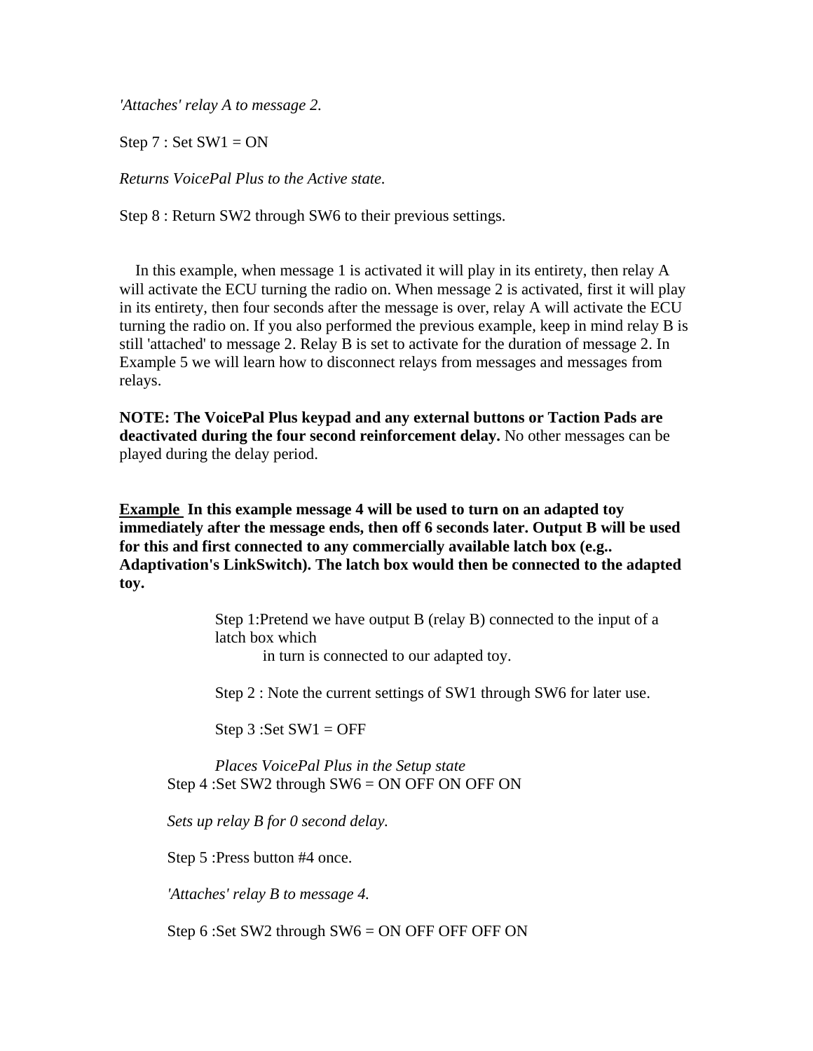*'Attaches' relay A to message 2.*

Step 7 : Set SW1 = ON

*Returns VoicePal Plus to the Active state.*

Step 8 : Return SW2 through SW6 to their previous settings.

In this example, when message 1 is activated it will play in its entirety, then relay A will activate the ECU turning the radio on. When message 2 is activated, first it will play in its entirety, then four seconds after the message is over, relay A will activate the ECU turning the radio on. If you also performed the previous example, keep in mind relay B is still 'attached' to message 2. Relay B is set to activate for the duration of message 2. In Example 5 we will learn how to disconnect relays from messages and messages from relays.

**NOTE: The VoicePal Plus keypad and any external buttons or Taction Pads are deactivated during the four second reinforcement delay.** No other messages can be played during the delay period.

**<u>Example</u> In this example message 4 will be used to turn on an adapted toy immediately after the message ends, then off 6 seconds later. Output B will be used for this and first connected to any commercially available latch box (e.g.. Adaptivation's LinkSwitch). The latch box would then be connected to the adapted toy.**

Step 1:Pretend we have output B (relay B) connected to the input of a latch box which in turn is connected to our adapted toy.

Step 2 : Note the current settings of SW1 through SW6 for later use.

Step 3 :Set SW1 = OFF

*Places VoicePal Plus in the Setup state*

Step 4 :Set SW2 through SW6 = ON OFF ON OFF ON

*Sets up relay B for 0 second delay.*

Step 5 :Press button #4 once.

*'Attaches' relay B to message 4.*

Step 6 :Set SW2 through SW6 = ON OFF OFF OFF ON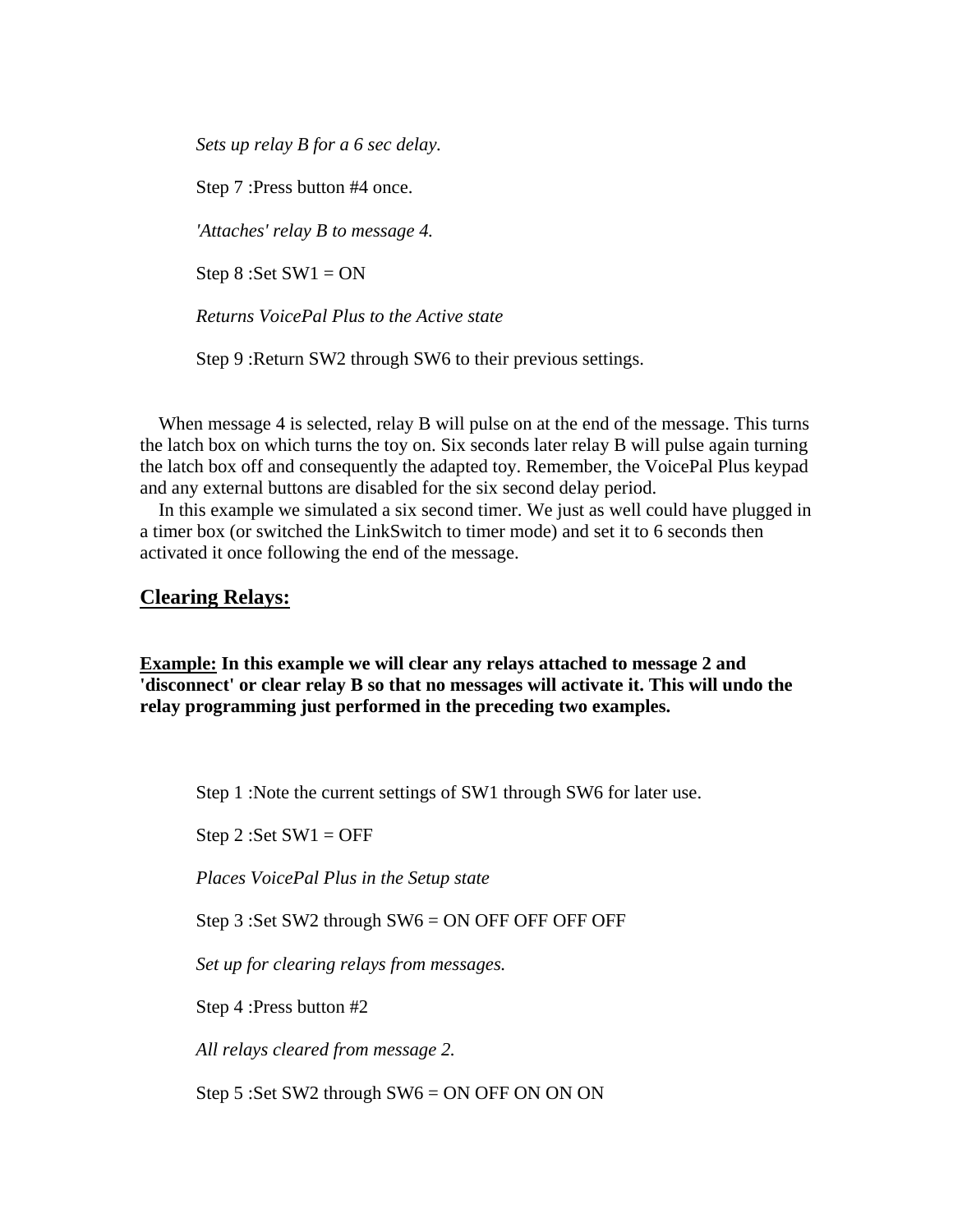*Sets up relay B for a 6 sec delay.*

Step 7 :Press button #4 once.

*'Attaches' relay B to message 4.*

Step 8 :Set SW1 = ON

*Returns VoicePal Plus to the Active state*

Step 9 :Return SW2 through SW6 to their previous settings.

When message 4 is selected, relay B will pulse on at the end of the message. This turns the latch box on which turns the toy on. Six seconds later relay B will pulse again turning the latch box off and consequently the adapted toy. Remember, the VoicePal Plus keypad and any external buttons are disabled for the six second delay period.

In this example we simulated a six second timer. We just as well could have plugged in a timer box (or switched the LinkSwitch to timer mode) and set it to 6 seconds then activated it once following the end of the message.

## Clearing Relays:

**Example: In this example we will clear any relays attached to message 2 and 'disconnect' or clear relay B so that no messages will activate it. This will undo the relay programming just performed in the preceding two examples.**

Step 1 :Note the current settings of SW1 through SW6 for later use.

Step 2 :Set SW1 = OFF

*Places VoicePal Plus in the Setup state*

Step 3 :Set SW2 through SW6 = ON OFF OFF OFF OFF

*Set up for clearing relays from messages.*

Step 4 :Press button #2

*All relays cleared from message 2.*

Step 5 :Set SW2 through SW6 = ON OFF ON ON ON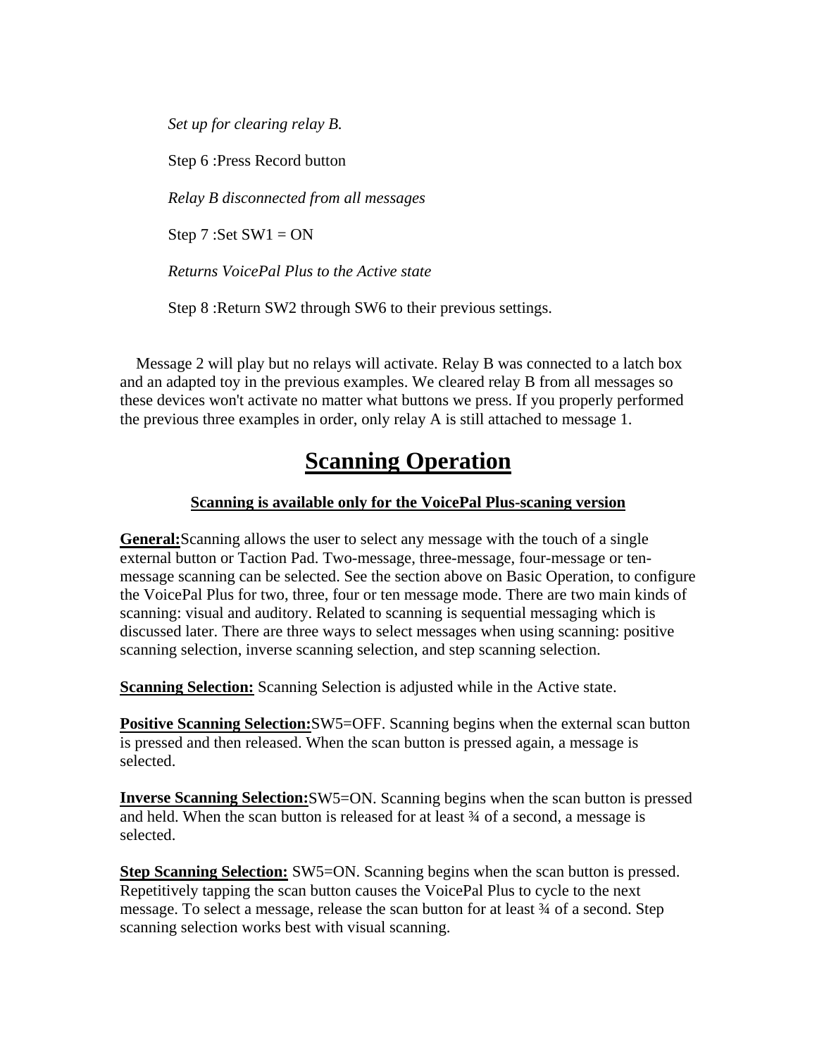*Set up for clearing relay B.*

Step 6 :Press Record button

*Relay B disconnected from all messages*

Step 7 :Set SW1 = ON

*Returns VoicePal Plus to the Active state*

Step 8 :Return SW2 through SW6 to their previous settings.

Message 2 will play but no relays will activate. Relay B was connected to a latch box and an adapted toy in the previous examples. We cleared relay B from all messages so these devices won't activate no matter what buttons we press. If you properly performed the previous three examples in order, only relay A is still attached to message 1.

# Scanning Operation

**Scanning is available only for the VoicePal Plus-scaning version**

**General:**Scanning allows the user to select any message with the touch of a single external button or Taction Pad. Two-message, three-message, four-message or ten-message scanning can be selected. See the section above on Basic Operation, to configure the VoicePal Plus for two, three, four or ten message mode. There are two main kinds of scanning: visual and auditory. Related to scanning is sequential messaging which is discussed later. There are three ways to select messages when using scanning: positive scanning selection, inverse scanning selection, and step scanning selection.

**Scanning Selection:** Scanning Selection is adjusted while in the Active state.

**Positive Scanning Selection:**SW5=OFF. Scanning begins when the external scan button is pressed and then released. When the scan button is pressed again, a message is selected.

**Inverse Scanning Selection:**SW5=ON. Scanning begins when the scan button is pressed and held. When the scan button is released for at least ¾ of a second, a message is selected.

**Step Scanning Selection:** SW5=ON. Scanning begins when the scan button is pressed. Repetitively tapping the scan button causes the VoicePal Plus to cycle to the next message. To select a message, release the scan button for at least ¾ of a second. Step scanning selection works best with visual scanning.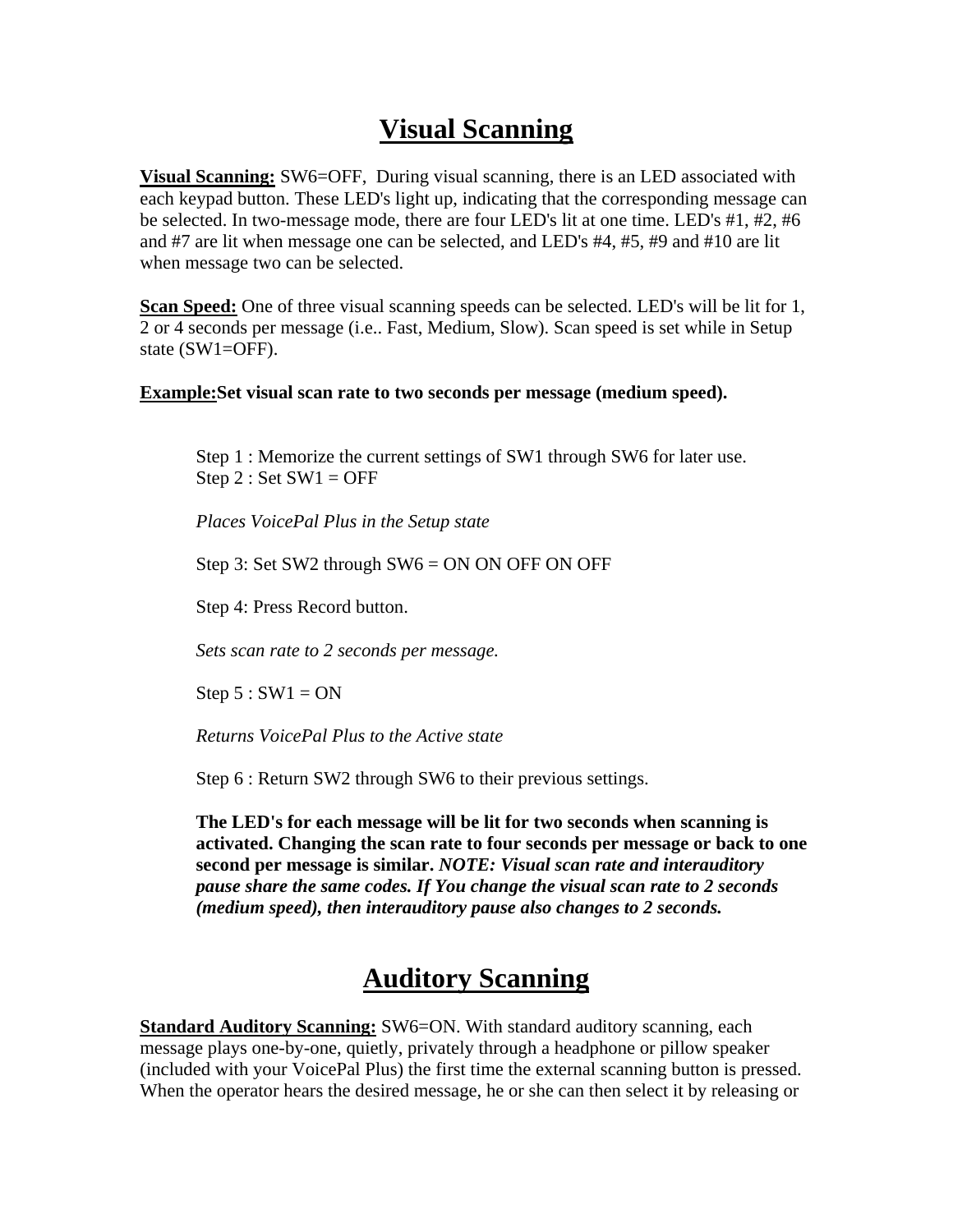# Visual Scanning

**<u>Visual Scanning:</u>** SW6=OFF, During visual scanning, there is an LED associated with each keypad button. These LED's light up, indicating that the corresponding message can be selected. In two-message mode, there are four LED's lit at one time. LED's #1, #2, #6 and #7 are lit when message one can be selected, and LED's #4, #5, #9 and #10 are lit when message two can be selected.

**<u>Scan Speed:</u>** One of three visual scanning speeds can be selected. LED's will be lit for 1, 2 or 4 seconds per message (i.e.. Fast, Medium, Slow). Scan speed is set while in Setup state (SW1=OFF).

**<u>Example:</u>Set visual scan rate to two seconds per message (medium speed).**

Step 1 : Memorize the current settings of SW1 through SW6 for later use.
Step 2 : Set SW1 = OFF

*Places VoicePal Plus in the Setup state*

Step 3: Set SW2 through SW6 = ON ON OFF ON OFF

Step 4: Press Record button.

*Sets scan rate to 2 seconds per message.*

Step 5 : SW1 = ON

*Returns VoicePal Plus to the Active state*

Step 6 : Return SW2 through SW6 to their previous settings.

**The LED's for each message will be lit for two seconds when scanning is activated. Changing the scan rate to four seconds per message or back to one second per message is similar.** ***NOTE: Visual scan rate and interauditory pause share the same codes. If You change the visual scan rate to 2 seconds (medium speed), then interauditory pause also changes to 2 seconds.***

# Auditory Scanning

**<u>Standard Auditory Scanning:</u>** SW6=ON. With standard auditory scanning, each message plays one-by-one, quietly, privately through a headphone or pillow speaker (included with your VoicePal Plus) the first time the external scanning button is pressed. When the operator hears the desired message, he or she can then select it by releasing or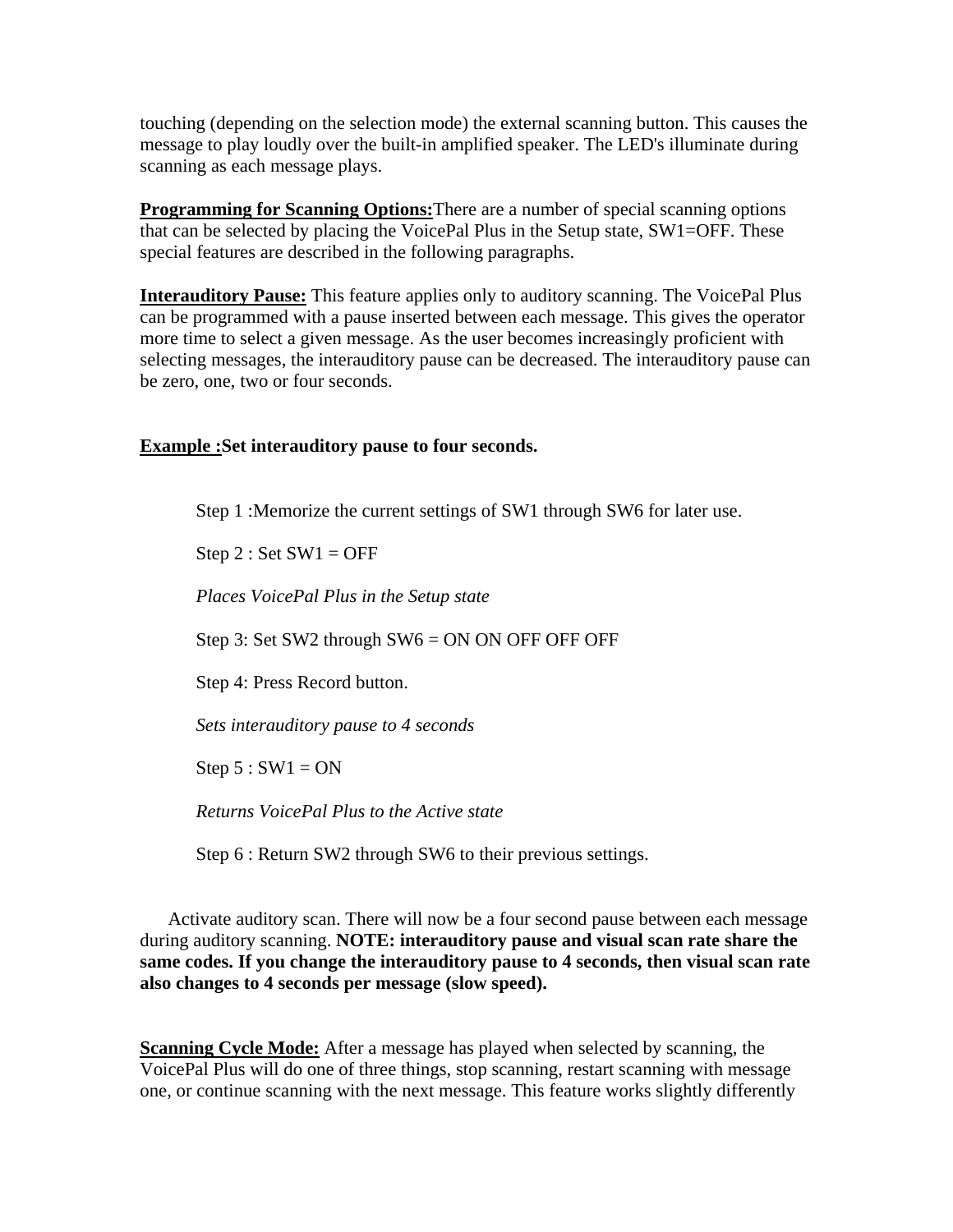touching (depending on the selection mode) the external scanning button. This causes the message to play loudly over the built-in amplified speaker. The LED's illuminate during scanning as each message plays.

**Programming for Scanning Options:** There are a number of special scanning options that can be selected by placing the VoicePal Plus in the Setup state, SW1=OFF. These special features are described in the following paragraphs.

**Interauditory Pause:** This feature applies only to auditory scanning. The VoicePal Plus can be programmed with a pause inserted between each message. This gives the operator more time to select a given message. As the user becomes increasingly proficient with selecting messages, the interauditory pause can be decreased. The interauditory pause can be zero, one, two or four seconds.

**Example :Set interauditory pause to four seconds.**

Step 1 :Memorize the current settings of SW1 through SW6 for later use.

Step 2 : Set SW1 = OFF

*Places VoicePal Plus in the Setup state*

Step 3: Set SW2 through SW6 = ON ON OFF OFF OFF

Step 4: Press Record button.

*Sets interauditory pause to 4 seconds*

Step 5 : SW1 = ON

*Returns VoicePal Plus to the Active state*

Step 6 : Return SW2 through SW6 to their previous settings.

Activate auditory scan. There will now be a four second pause between each message during auditory scanning. **NOTE: interauditory pause and visual scan rate share the same codes. If you change the interauditory pause to 4 seconds, then visual scan rate also changes to 4 seconds per message (slow speed).**

**Scanning Cycle Mode:** After a message has played when selected by scanning, the VoicePal Plus will do one of three things, stop scanning, restart scanning with message one, or continue scanning with the next message. This feature works slightly differently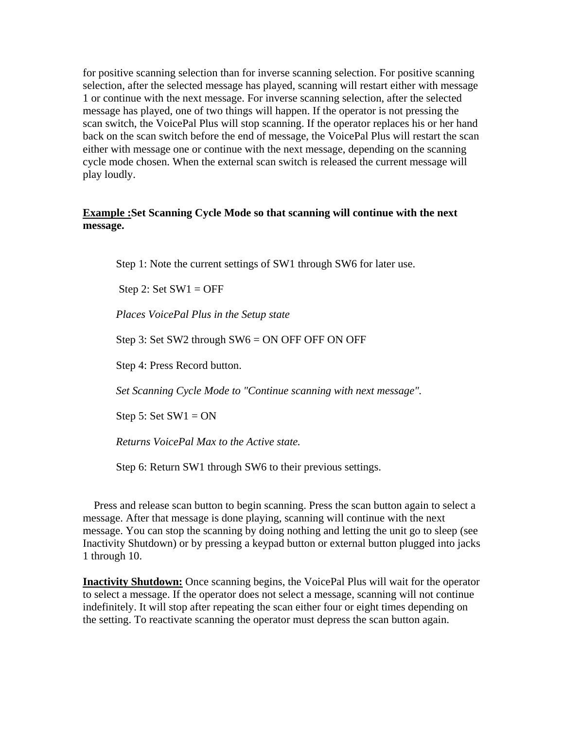for positive scanning selection than for inverse scanning selection. For positive scanning selection, after the selected message has played, scanning will restart either with message 1 or continue with the next message. For inverse scanning selection, after the selected message has played, one of two things will happen. If the operator is not pressing the scan switch, the VoicePal Plus will stop scanning. If the operator replaces his or her hand back on the scan switch before the end of message, the VoicePal Plus will restart the scan either with message one or continue with the next message, depending on the scanning cycle mode chosen. When the external scan switch is released the current message will play loudly.

**<u>Example :</u>Set Scanning Cycle Mode so that scanning will continue with the next message.**

Step 1: Note the current settings of SW1 through SW6 for later use.

Step 2: Set SW1 = OFF

*Places VoicePal Plus in the Setup state*

Step 3: Set SW2 through SW6 = ON OFF OFF ON OFF

Step 4: Press Record button.

*Set Scanning Cycle Mode to "Continue scanning with next message".*

Step 5: Set SW1 = ON

*Returns VoicePal Max to the Active state.*

Step 6: Return SW1 through SW6 to their previous settings.

Press and release scan button to begin scanning. Press the scan button again to select a message. After that message is done playing, scanning will continue with the next message. You can stop the scanning by doing nothing and letting the unit go to sleep (see Inactivity Shutdown) or by pressing a keypad button or external button plugged into jacks 1 through 10.

**<u>Inactivity Shutdown:</u>** Once scanning begins, the VoicePal Plus will wait for the operator to select a message. If the operator does not select a message, scanning will not continue indefinitely. It will stop after repeating the scan either four or eight times depending on the setting. To reactivate scanning the operator must depress the scan button again.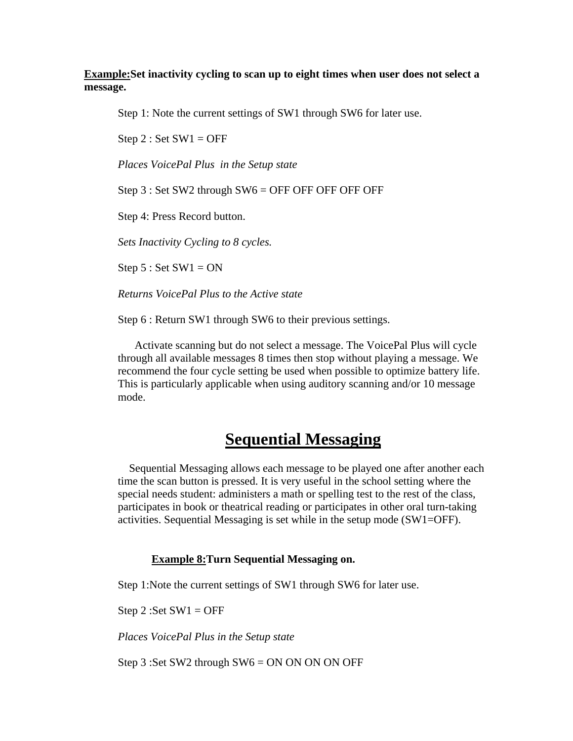**Example:Set inactivity cycling to scan up to eight times when user does not select a message.**

Step 1: Note the current settings of SW1 through SW6 for later use.

Step 2 : Set SW1 = OFF

*Places VoicePal Plus in the Setup state*

Step 3 : Set SW2 through SW6 = OFF OFF OFF OFF OFF

Step 4: Press Record button.

*Sets Inactivity Cycling to 8 cycles.*

Step 5 : Set SW1 = ON

*Returns VoicePal Plus to the Active state*

Step 6 : Return SW1 through SW6 to their previous settings.

Activate scanning but do not select a message. The VoicePal Plus will cycle through all available messages 8 times then stop without playing a message. We recommend the four cycle setting be used when possible to optimize battery life. This is particularly applicable when using auditory scanning and/or 10 message mode.

# Sequential Messaging

Sequential Messaging allows each message to be played one after another each time the scan button is pressed. It is very useful in the school setting where the special needs student: administers a math or spelling test to the rest of the class, participates in book or theatrical reading or participates in other oral turn-taking activities. Sequential Messaging is set while in the setup mode (SW1=OFF).

**Example 8:Turn Sequential Messaging on.**

Step 1:Note the current settings of SW1 through SW6 for later use.

Step 2 :Set SW1 = OFF

*Places VoicePal Plus in the Setup state*

Step 3 :Set SW2 through SW6 = ON ON ON ON OFF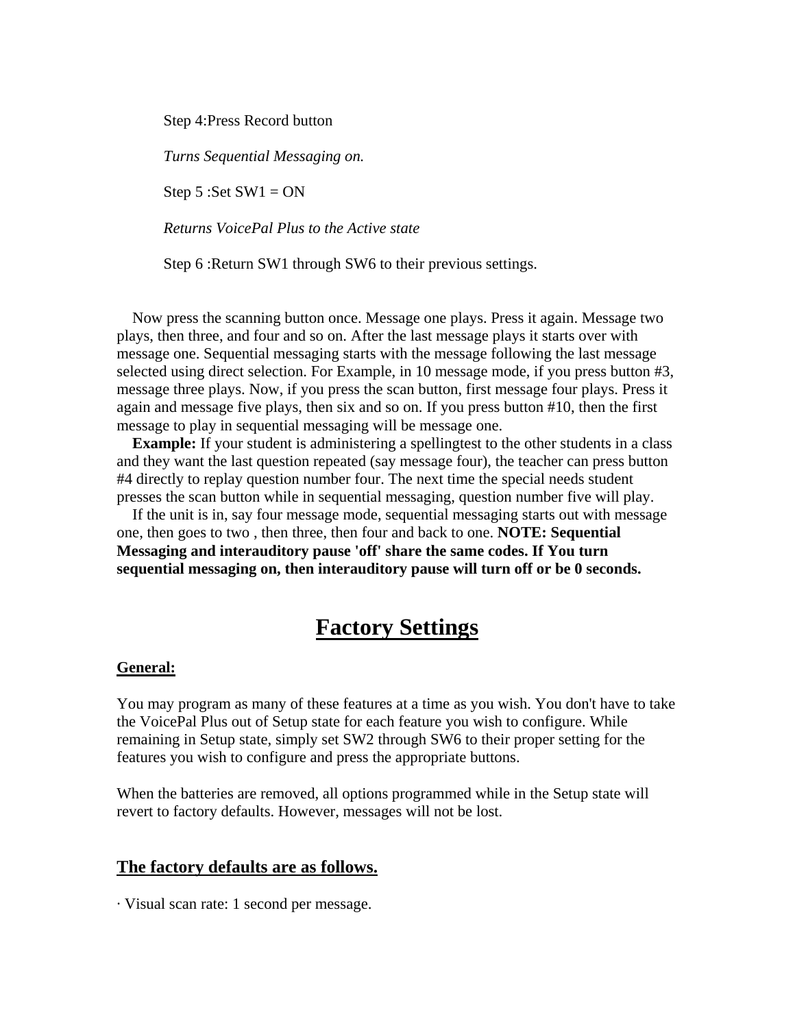Step 4:Press Record button

*Turns Sequential Messaging on.*

Step 5 :Set SW1 = ON

*Returns VoicePal Plus to the Active state*

Step 6 :Return SW1 through SW6 to their previous settings.

Now press the scanning button once. Message one plays. Press it again. Message two plays, then three, and four and so on. After the last message plays it starts over with message one. Sequential messaging starts with the message following the last message selected using direct selection. For Example, in 10 message mode, if you press button #3, message three plays. Now, if you press the scan button, first message four plays. Press it again and message five plays, then six and so on. If you press button #10, then the first message to play in sequential messaging will be message one.

**Example:** If your student is administering a spellingtest to the other students in a class and they want the last question repeated (say message four), the teacher can press button #4 directly to replay question number four. The next time the special needs student presses the scan button while in sequential messaging, question number five will play.

If the unit is in, say four message mode, sequential messaging starts out with message one, then goes to two , then three, then four and back to one. **NOTE: Sequential Messaging and interauditory pause 'off' share the same codes. If You turn sequential messaging on, then interauditory pause will turn off or be 0 seconds.**

# Factory Settings

**General:**

You may program as many of these features at a time as you wish. You don't have to take the VoicePal Plus out of Setup state for each feature you wish to configure. While remaining in Setup state, simply set SW2 through SW6 to their proper setting for the features you wish to configure and press the appropriate buttons.

When the batteries are removed, all options programmed while in the Setup state will revert to factory defaults. However, messages will not be lost.

## The factory defaults are as follows.

· Visual scan rate: 1 second per message.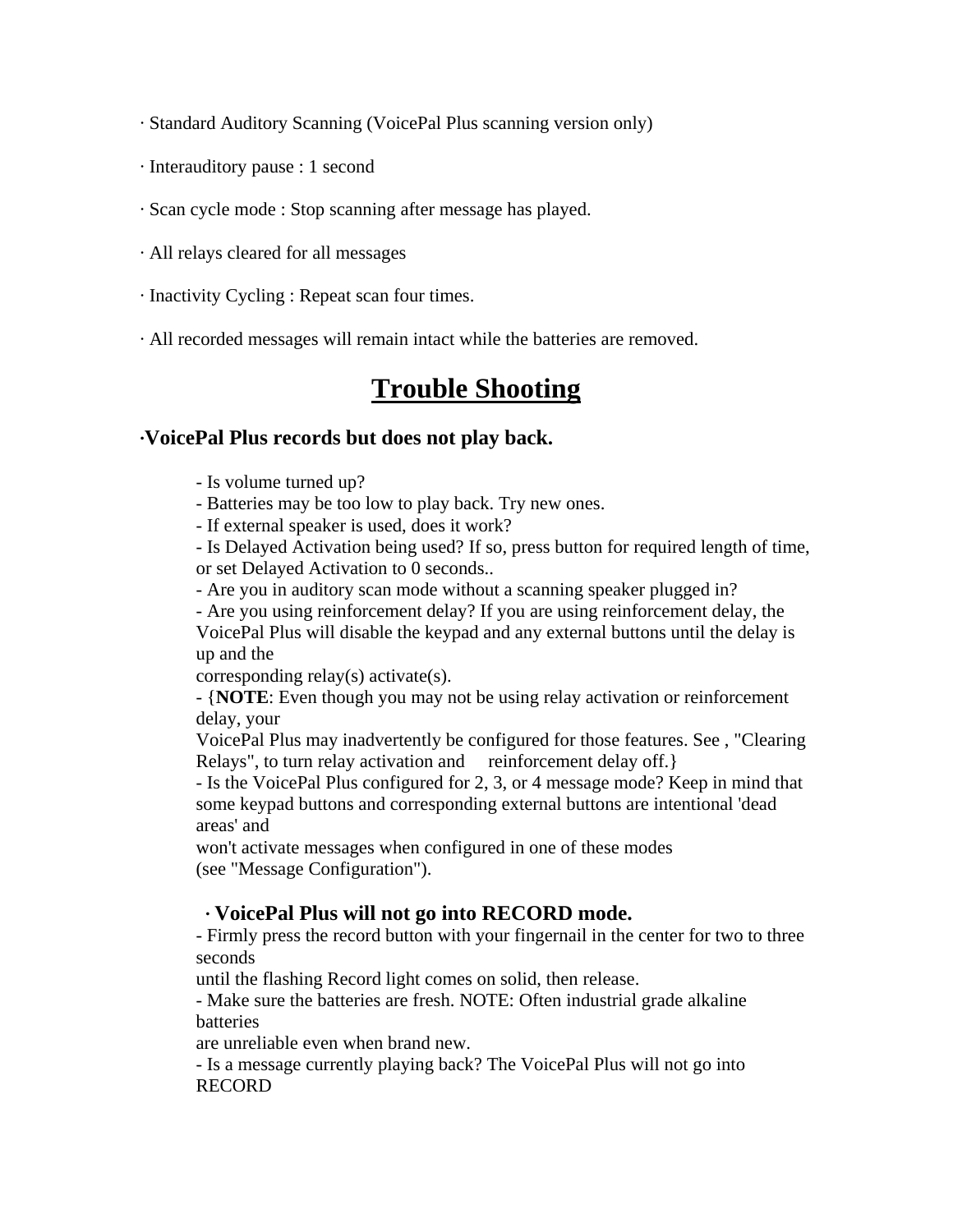· Standard Auditory Scanning (VoicePal Plus scanning version only)

· Interauditory pause : 1 second

· Scan cycle mode : Stop scanning after message has played.

· All relays cleared for all messages

· Inactivity Cycling : Repeat scan four times.

· All recorded messages will remain intact while the batteries are removed.

# Trouble Shooting

### ·VoicePal Plus records but does not play back.

- Is volume turned up?
- Batteries may be too low to play back. Try new ones.
- If external speaker is used, does it work?
- Is Delayed Activation being used? If so, press button for required length of time, or set Delayed Activation to 0 seconds..
- Are you in auditory scan mode without a scanning speaker plugged in?
- Are you using reinforcement delay? If you are using reinforcement delay, the VoicePal Plus will disable the keypad and any external buttons until the delay is up and the corresponding relay(s) activate(s).
- {**NOTE**: Even though you may not be using relay activation or reinforcement delay, your VoicePal Plus may inadvertently be configured for those features. See , "Clearing Relays", to turn relay activation and reinforcement delay off.}
- Is the VoicePal Plus configured for 2, 3, or 4 message mode? Keep in mind that some keypad buttons and corresponding external buttons are intentional 'dead areas' and won't activate messages when configured in one of these modes (see "Message Configuration").

### · VoicePal Plus will not go into RECORD mode.

- Firmly press the record button with your fingernail in the center for two to three seconds until the flashing Record light comes on solid, then release.
- Make sure the batteries are fresh. NOTE: Often industrial grade alkaline batteries are unreliable even when brand new.
- Is a message currently playing back? The VoicePal Plus will not go into RECORD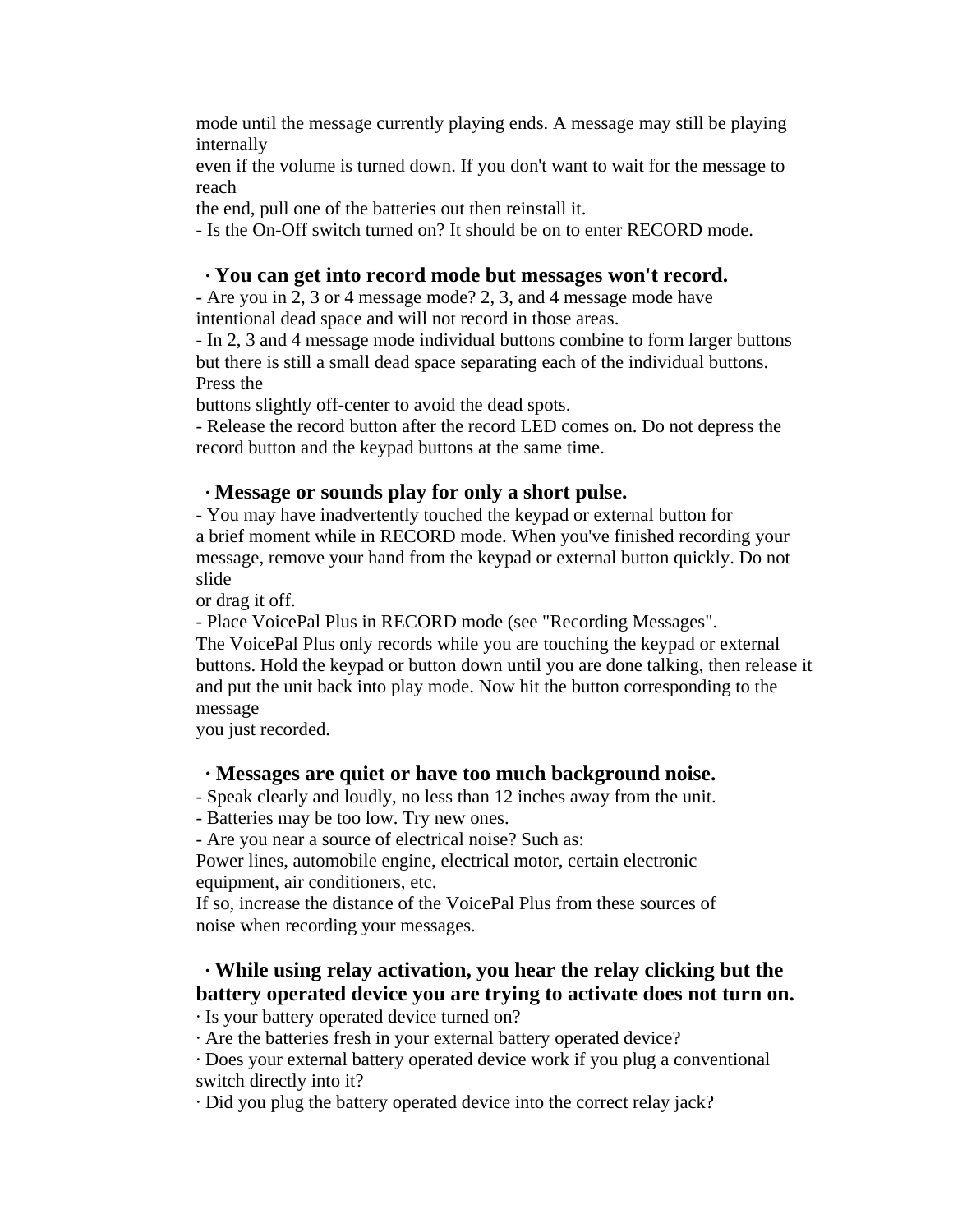mode until the message currently playing ends. A message may still be playing internally even if the volume is turned down. If you don't want to wait for the message to reach the end, pull one of the batteries out then reinstall it.

- Is the On-Off switch turned on? It should be on to enter RECORD mode.

### · You can get into record mode but messages won't record.

- Are you in 2, 3 or 4 message mode? 2, 3, and 4 message mode have intentional dead space and will not record in those areas.
- In 2, 3 and 4 message mode individual buttons combine to form larger buttons but there is still a small dead space separating each of the individual buttons. Press the buttons slightly off-center to avoid the dead spots.
- Release the record button after the record LED comes on. Do not depress the record button and the keypad buttons at the same time.

### · Message or sounds play for only a short pulse.

- You may have inadvertently touched the keypad or external button for a brief moment while in RECORD mode. When you've finished recording your message, remove your hand from the keypad or external button quickly. Do not slide or drag it off.
- Place VoicePal Plus in RECORD mode (see "Recording Messages".

The VoicePal Plus only records while you are touching the keypad or external buttons. Hold the keypad or button down until you are done talking, then release it and put the unit back into play mode. Now hit the button corresponding to the message you just recorded.

### · Messages are quiet or have too much background noise.

- Speak clearly and loudly, no less than 12 inches away from the unit.
- Batteries may be too low. Try new ones.
- Are you near a source of electrical noise? Such as:

Power lines, automobile engine, electrical motor, certain electronic equipment, air conditioners, etc.
If so, increase the distance of the VoicePal Plus from these sources of noise when recording your messages.

### · While using relay activation, you hear the relay clicking but the battery operated device you are trying to activate does not turn on.

· Is your battery operated device turned on?
· Are the batteries fresh in your external battery operated device?
· Does your external battery operated device work if you plug a conventional switch directly into it?
· Did you plug the battery operated device into the correct relay jack?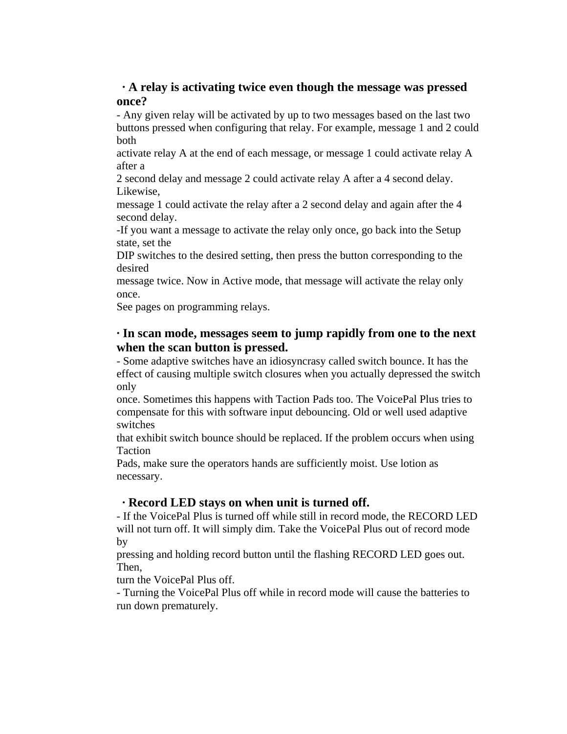### · A relay is activating twice even though the message was pressed once?

- Any given relay will be activated by up to two messages based on the last two buttons pressed when configuring that relay. For example, message 1 and 2 could both activate relay A at the end of each message, or message 1 could activate relay A after a 2 second delay and message 2 could activate relay A after a 4 second delay. Likewise, message 1 could activate the relay after a 2 second delay and again after the 4 second delay.

-If you want a message to activate the relay only once, go back into the Setup state, set the DIP switches to the desired setting, then press the button corresponding to the desired message twice. Now in Active mode, that message will activate the relay only once.

See pages on programming relays.

### · In scan mode, messages seem to jump rapidly from one to the next when the scan button is pressed.

- Some adaptive switches have an idiosyncrasy called switch bounce. It has the effect of causing multiple switch closures when you actually depressed the switch only once. Sometimes this happens with Taction Pads too. The VoicePal Plus tries to compensate for this with software input debouncing. Old or well used adaptive switches that exhibit switch bounce should be replaced. If the problem occurs when using Taction Pads, make sure the operators hands are sufficiently moist. Use lotion as necessary.

### · Record LED stays on when unit is turned off.

- If the VoicePal Plus is turned off while still in record mode, the RECORD LED will not turn off. It will simply dim. Take the VoicePal Plus out of record mode by pressing and holding record button until the flashing RECORD LED goes out. Then, turn the VoicePal Plus off.

- Turning the VoicePal Plus off while in record mode will cause the batteries to run down prematurely.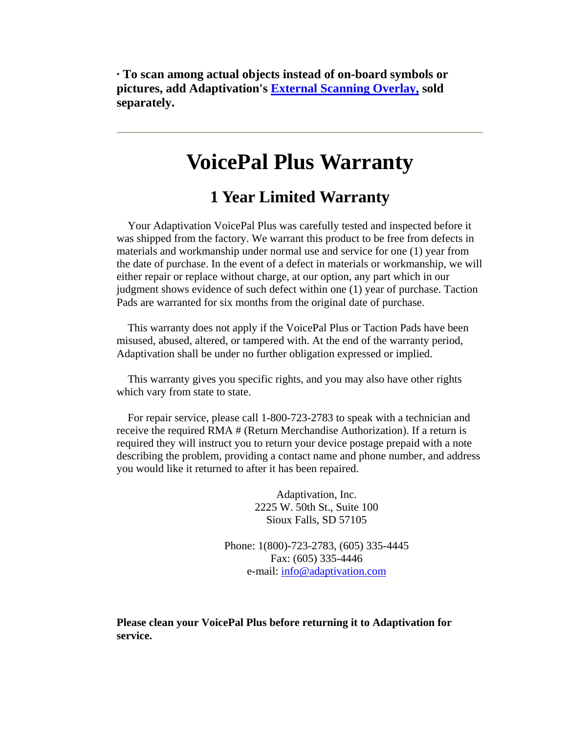**· To scan among actual objects instead of on-board symbols or pictures, add Adaptivation's External Scanning Overlay, sold separately.**

---

# VoicePal Plus Warranty

## 1 Year Limited Warranty

Your Adaptivation VoicePal Plus was carefully tested and inspected before it was shipped from the factory. We warrant this product to be free from defects in materials and workmanship under normal use and service for one (1) year from the date of purchase. In the event of a defect in materials or workmanship, we will either repair or replace without charge, at our option, any part which in our judgment shows evidence of such defect within one (1) year of purchase. Taction Pads are warranted for six months from the original date of purchase.

This warranty does not apply if the VoicePal Plus or Taction Pads have been misused, abused, altered, or tampered with. At the end of the warranty period, Adaptivation shall be under no further obligation expressed or implied.

This warranty gives you specific rights, and you may also have other rights which vary from state to state.

For repair service, please call 1-800-723-2783 to speak with a technician and receive the required RMA # (Return Merchandise Authorization). If a return is required they will instruct you to return your device postage prepaid with a note describing the problem, providing a contact name and phone number, and address you would like it returned to after it has been repaired.

Adaptivation, Inc.
2225 W. 50th St., Suite 100
Sioux Falls, SD 57105

Phone: 1(800)-723-2783, (605) 335-4445
Fax: (605) 335-4446
e-mail: info@adaptivation.com

**Please clean your VoicePal Plus before returning it to Adaptivation for service.**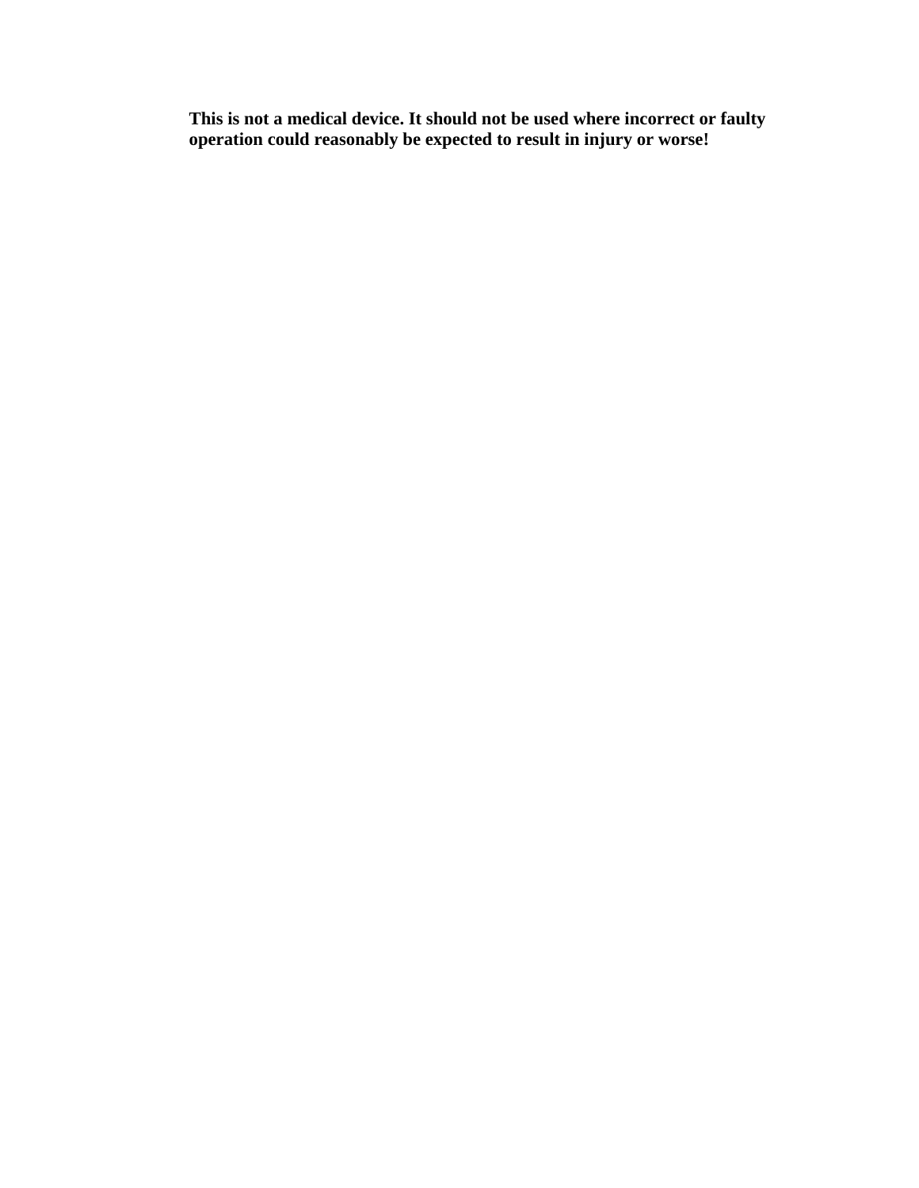**This is not a medical device. It should not be used where incorrect or faulty operation could reasonably be expected to result in injury or worse!**